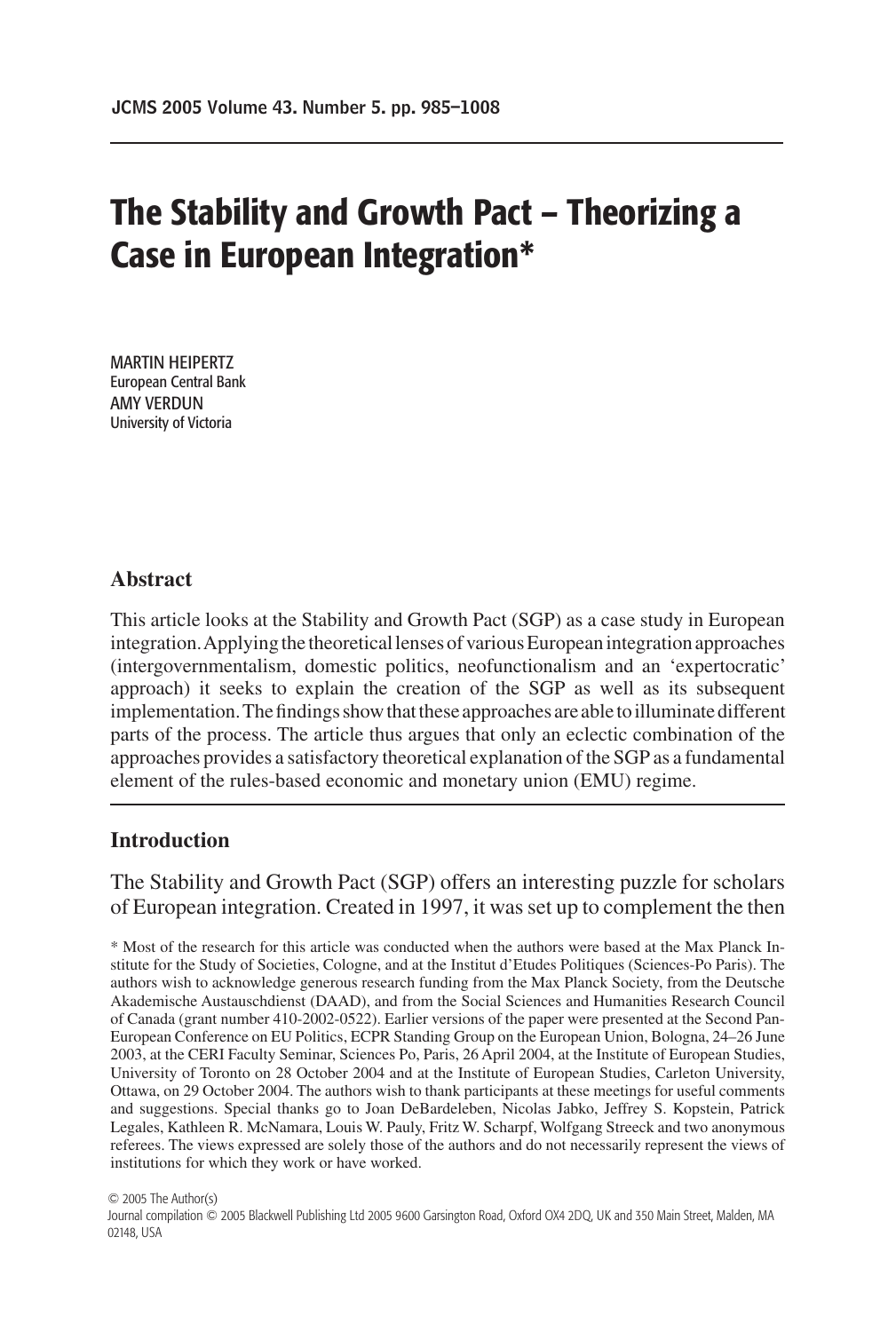# The Stability and Growth Pact – Theorizing a Case in European Integration*

MARTIN HEIPERTZ
European Central Bank
AMY VERDUN
University of Victoria

## Abstract

This article looks at the Stability and Growth Pact (SGP) as a case study in European integration. Applying the theoretical lenses of various European integration approaches (intergovernmentalism, domestic politics, neofunctionalism and an 'expertocratic' approach) it seeks to explain the creation of the SGP as well as its subsequent implementation. The findings show that these approaches are able to illuminate different parts of the process. The article thus argues that only an eclectic combination of the approaches provides a satisfactory theoretical explanation of the SGP as a fundamental element of the rules-based economic and monetary union (EMU) regime.

## Introduction

The Stability and Growth Pact (SGP) offers an interesting puzzle for scholars of European integration. Created in 1997, it was set up to complement the then

\* Most of the research for this article was conducted when the authors were based at the Max Planck Institute for the Study of Societies, Cologne, and at the Institut d'Etudes Politiques (Sciences-Po Paris). The authors wish to acknowledge generous research funding from the Max Planck Society, from the Deutsche Akademische Austauschdienst (DAAD), and from the Social Sciences and Humanities Research Council of Canada (grant number 410-2002-0522). Earlier versions of the paper were presented at the Second Pan-European Conference on EU Politics, ECPR Standing Group on the European Union, Bologna, 24–26 June 2003, at the CERI Faculty Seminar, Sciences Po, Paris, 26 April 2004, at the Institute of European Studies, University of Toronto on 28 October 2004 and at the Institute of European Studies, Carleton University, Ottawa, on 29 October 2004. The authors wish to thank participants at these meetings for useful comments and suggestions. Special thanks go to Joan DeBardeleben, Nicolas Jabko, Jeffrey S. Kopstein, Patrick Legales, Kathleen R. McNamara, Louis W. Pauly, Fritz W. Scharpf, Wolfgang Streeck and two anonymous referees. The views expressed are solely those of the authors and do not necessarily represent the views of institutions for which they work or have worked.

© 2005 The Author(s)
Journal compilation © 2005 Blackwell Publishing Ltd 2005 9600 Garsington Road, Oxford OX4 2DQ, UK and 350 Main Street, Malden, MA 02148, USA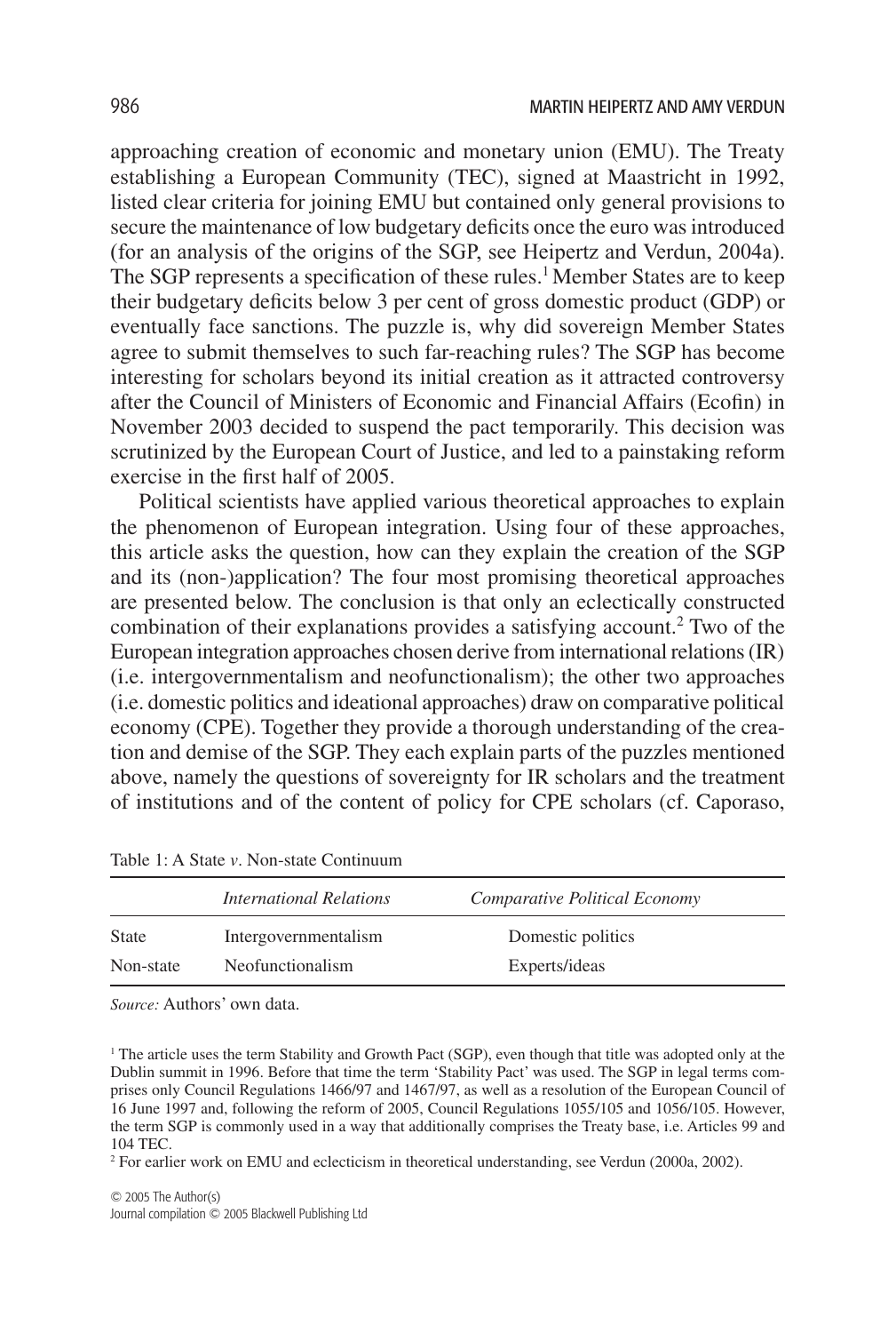approaching creation of economic and monetary union (EMU). The Treaty establishing a European Community (TEC), signed at Maastricht in 1992, listed clear criteria for joining EMU but contained only general provisions to secure the maintenance of low budgetary deficits once the euro was introduced (for an analysis of the origins of the SGP, see Heipertz and Verdun, 2004a). The SGP represents a specification of these rules.[1] Member States are to keep their budgetary deficits below 3 per cent of gross domestic product (GDP) or eventually face sanctions. The puzzle is, why did sovereign Member States agree to submit themselves to such far-reaching rules? The SGP has become interesting for scholars beyond its initial creation as it attracted controversy after the Council of Ministers of Economic and Financial Affairs (Ecofin) in November 2003 decided to suspend the pact temporarily. This decision was scrutinized by the European Court of Justice, and led to a painstaking reform exercise in the first half of 2005.

Political scientists have applied various theoretical approaches to explain the phenomenon of European integration. Using four of these approaches, this article asks the question, how can they explain the creation of the SGP and its (non-)application? The four most promising theoretical approaches are presented below. The conclusion is that only an eclectically constructed combination of their explanations provides a satisfying account.[2] Two of the European integration approaches chosen derive from international relations (IR) (i.e. intergovernmentalism and neofunctionalism); the other two approaches (i.e. domestic politics and ideational approaches) draw on comparative political economy (CPE). Together they provide a thorough understanding of the creation and demise of the SGP. They each explain parts of the puzzles mentioned above, namely the questions of sovereignty for IR scholars and the treatment of institutions and of the content of policy for CPE scholars (cf. Caporaso,

Table 1: A State *v*. Non-state Continuum

| | *International Relations* | *Comparative Political Economy* |
|---|---|---|
| State | Intergovernmentalism | Domestic politics |
| Non-state | Neofunctionalism | Experts/ideas |

*Source:* Authors' own data.

[1] The article uses the term Stability and Growth Pact (SGP), even though that title was adopted only at the Dublin summit in 1996. Before that time the term 'Stability Pact' was used. The SGP in legal terms comprises only Council Regulations 1466/97 and 1467/97, as well as a resolution of the European Council of 16 June 1997 and, following the reform of 2005, Council Regulations 1055/105 and 1056/105. However, the term SGP is commonly used in a way that additionally comprises the Treaty base, i.e. Articles 99 and 104 TEC.

[2] For earlier work on EMU and eclecticism in theoretical understanding, see Verdun (2000a, 2002).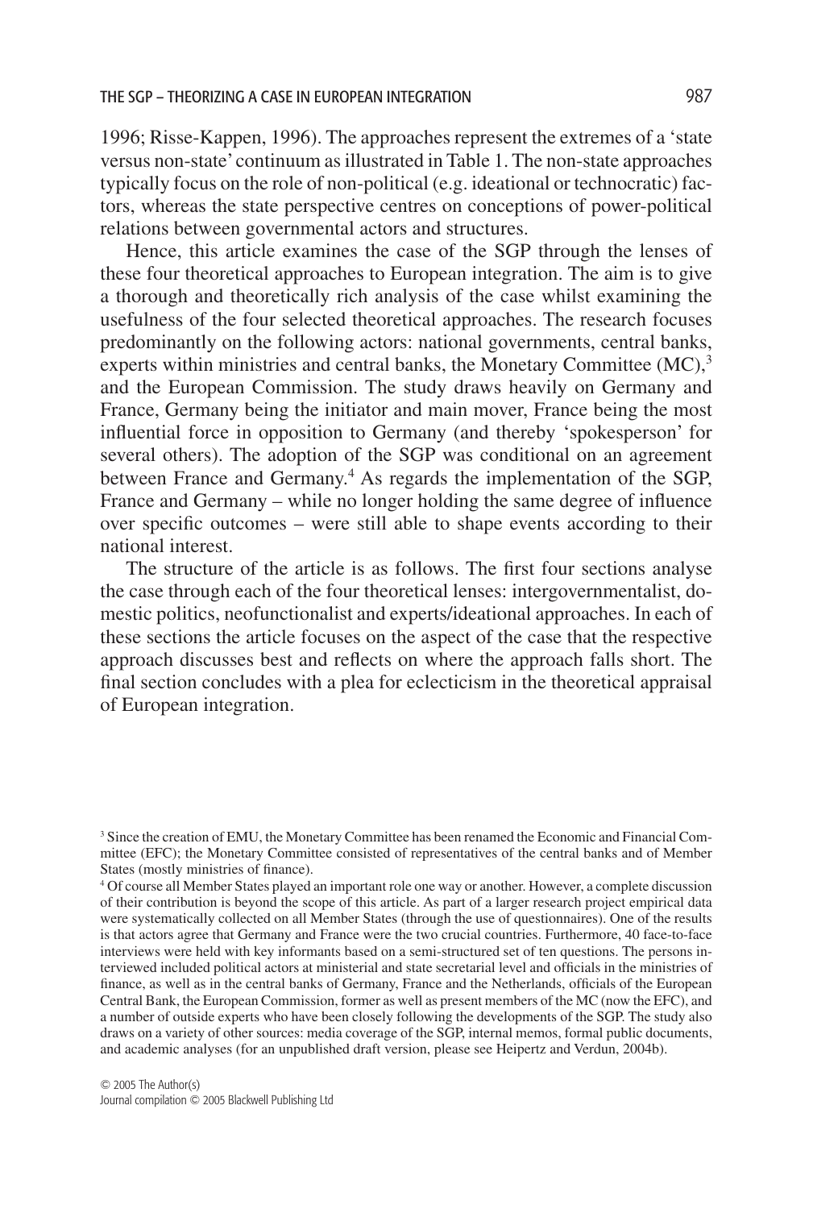1996; Risse-Kappen, 1996). The approaches represent the extremes of a 'state versus non-state' continuum as illustrated in Table 1. The non-state approaches typically focus on the role of non-political (e.g. ideational or technocratic) factors, whereas the state perspective centres on conceptions of power-political relations between governmental actors and structures.

Hence, this article examines the case of the SGP through the lenses of these four theoretical approaches to European integration. The aim is to give a thorough and theoretically rich analysis of the case whilst examining the usefulness of the four selected theoretical approaches. The research focuses predominantly on the following actors: national governments, central banks, experts within ministries and central banks, the Monetary Committee (MC),[3] and the European Commission. The study draws heavily on Germany and France, Germany being the initiator and main mover, France being the most influential force in opposition to Germany (and thereby 'spokesperson' for several others). The adoption of the SGP was conditional on an agreement between France and Germany.[4] As regards the implementation of the SGP, France and Germany – while no longer holding the same degree of influence over specific outcomes – were still able to shape events according to their national interest.

The structure of the article is as follows. The first four sections analyse the case through each of the four theoretical lenses: intergovernmentalist, domestic politics, neofunctionalist and experts/ideational approaches. In each of these sections the article focuses on the aspect of the case that the respective approach discusses best and reflects on where the approach falls short. The final section concludes with a plea for eclecticism in the theoretical appraisal of European integration.

[3] Since the creation of EMU, the Monetary Committee has been renamed the Economic and Financial Committee (EFC); the Monetary Committee consisted of representatives of the central banks and of Member States (mostly ministries of finance).

[4] Of course all Member States played an important role one way or another. However, a complete discussion of their contribution is beyond the scope of this article. As part of a larger research project empirical data were systematically collected on all Member States (through the use of questionnaires). One of the results is that actors agree that Germany and France were the two crucial countries. Furthermore, 40 face-to-face interviews were held with key informants based on a semi-structured set of ten questions. The persons interviewed included political actors at ministerial and state secretarial level and officials in the ministries of finance, as well as in the central banks of Germany, France and the Netherlands, officials of the European Central Bank, the European Commission, former as well as present members of the MC (now the EFC), and a number of outside experts who have been closely following the developments of the SGP. The study also draws on a variety of other sources: media coverage of the SGP, internal memos, formal public documents, and academic analyses (for an unpublished draft version, please see Heipertz and Verdun, 2004b).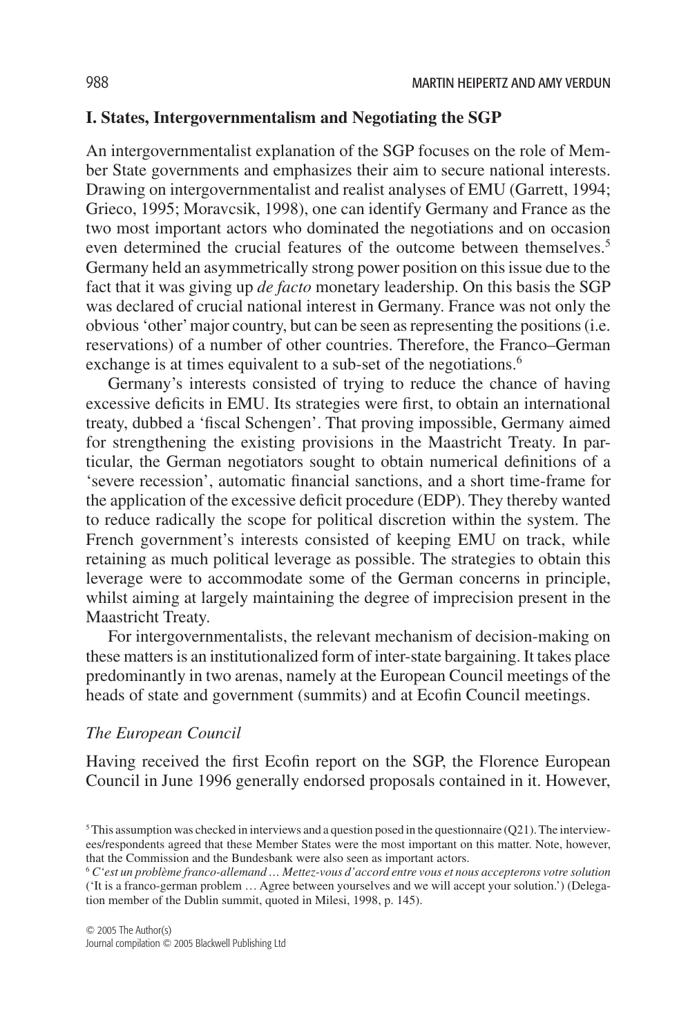## I. States, Intergovernmentalism and Negotiating the SGP

An intergovernmentalist explanation of the SGP focuses on the role of Member State governments and emphasizes their aim to secure national interests. Drawing on intergovernmentalist and realist analyses of EMU (Garrett, 1994; Grieco, 1995; Moravcsik, 1998), one can identify Germany and France as the two most important actors who dominated the negotiations and on occasion even determined the crucial features of the outcome between themselves.[5] Germany held an asymmetrically strong power position on this issue due to the fact that it was giving up *de facto* monetary leadership. On this basis the SGP was declared of crucial national interest in Germany. France was not only the obvious 'other' major country, but can be seen as representing the positions (i.e. reservations) of a number of other countries. Therefore, the Franco–German exchange is at times equivalent to a sub-set of the negotiations.[6]

Germany's interests consisted of trying to reduce the chance of having excessive deficits in EMU. Its strategies were first, to obtain an international treaty, dubbed a 'fiscal Schengen'. That proving impossible, Germany aimed for strengthening the existing provisions in the Maastricht Treaty. In particular, the German negotiators sought to obtain numerical definitions of a 'severe recession', automatic financial sanctions, and a short time-frame for the application of the excessive deficit procedure (EDP). They thereby wanted to reduce radically the scope for political discretion within the system. The French government's interests consisted of keeping EMU on track, while retaining as much political leverage as possible. The strategies to obtain this leverage were to accommodate some of the German concerns in principle, whilst aiming at largely maintaining the degree of imprecision present in the Maastricht Treaty.

For intergovernmentalists, the relevant mechanism of decision-making on these matters is an institutionalized form of inter-state bargaining. It takes place predominantly in two arenas, namely at the European Council meetings of the heads of state and government (summits) and at Ecofin Council meetings.

### *The European Council*

Having received the first Ecofin report on the SGP, the Florence European Council in June 1996 generally endorsed proposals contained in it. However,

---

[5] This assumption was checked in interviews and a question posed in the questionnaire (Q21). The interviewees/respondents agreed that these Member States were the most important on this matter. Note, however, that the Commission and the Bundesbank were also seen as important actors.

[6] *C'est un problème franco-allemand … Mettez-vous d'accord entre vous et nous accepterons votre solution* ('It is a franco-german problem … Agree between yourselves and we will accept your solution.') (Delegation member of the Dublin summit, quoted in Milesi, 1998, p. 145).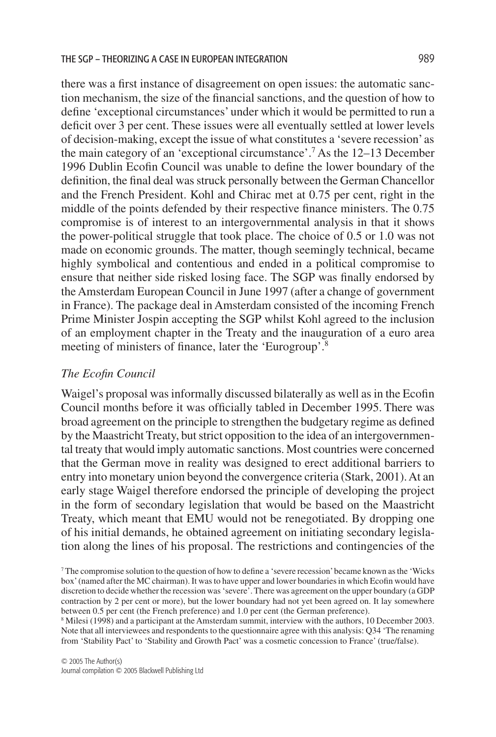there was a first instance of disagreement on open issues: the automatic sanction mechanism, the size of the financial sanctions, and the question of how to define 'exceptional circumstances' under which it would be permitted to run a deficit over 3 per cent. These issues were all eventually settled at lower levels of decision-making, except the issue of what constitutes a 'severe recession' as the main category of an 'exceptional circumstance'.[7] As the 12–13 December 1996 Dublin Ecofin Council was unable to define the lower boundary of the definition, the final deal was struck personally between the German Chancellor and the French President. Kohl and Chirac met at 0.75 per cent, right in the middle of the points defended by their respective finance ministers. The 0.75 compromise is of interest to an intergovernmental analysis in that it shows the power-political struggle that took place. The choice of 0.5 or 1.0 was not made on economic grounds. The matter, though seemingly technical, became highly symbolical and contentious and ended in a political compromise to ensure that neither side risked losing face. The SGP was finally endorsed by the Amsterdam European Council in June 1997 (after a change of government in France). The package deal in Amsterdam consisted of the incoming French Prime Minister Jospin accepting the SGP whilst Kohl agreed to the inclusion of an employment chapter in the Treaty and the inauguration of a euro area meeting of ministers of finance, later the 'Eurogroup'.[8]

### *The Ecofin Council*

Waigel's proposal was informally discussed bilaterally as well as in the Ecofin Council months before it was officially tabled in December 1995. There was broad agreement on the principle to strengthen the budgetary regime as defined by the Maastricht Treaty, but strict opposition to the idea of an intergovernmental treaty that would imply automatic sanctions. Most countries were concerned that the German move in reality was designed to erect additional barriers to entry into monetary union beyond the convergence criteria (Stark, 2001). At an early stage Waigel therefore endorsed the principle of developing the project in the form of secondary legislation that would be based on the Maastricht Treaty, which meant that EMU would not be renegotiated. By dropping one of his initial demands, he obtained agreement on initiating secondary legislation along the lines of his proposal. The restrictions and contingencies of the

[7] The compromise solution to the question of how to define a 'severe recession' became known as the 'Wicks box' (named after the MC chairman). It was to have upper and lower boundaries in which Ecofin would have discretion to decide whether the recession was 'severe'. There was agreement on the upper boundary (a GDP contraction by 2 per cent or more), but the lower boundary had not yet been agreed on. It lay somewhere between 0.5 per cent (the French preference) and 1.0 per cent (the German preference).

[8] Milesi (1998) and a participant at the Amsterdam summit, interview with the authors, 10 December 2003. Note that all interviewees and respondents to the questionnaire agree with this analysis: Q34 'The renaming from 'Stability Pact' to 'Stability and Growth Pact' was a cosmetic concession to France' (true/false).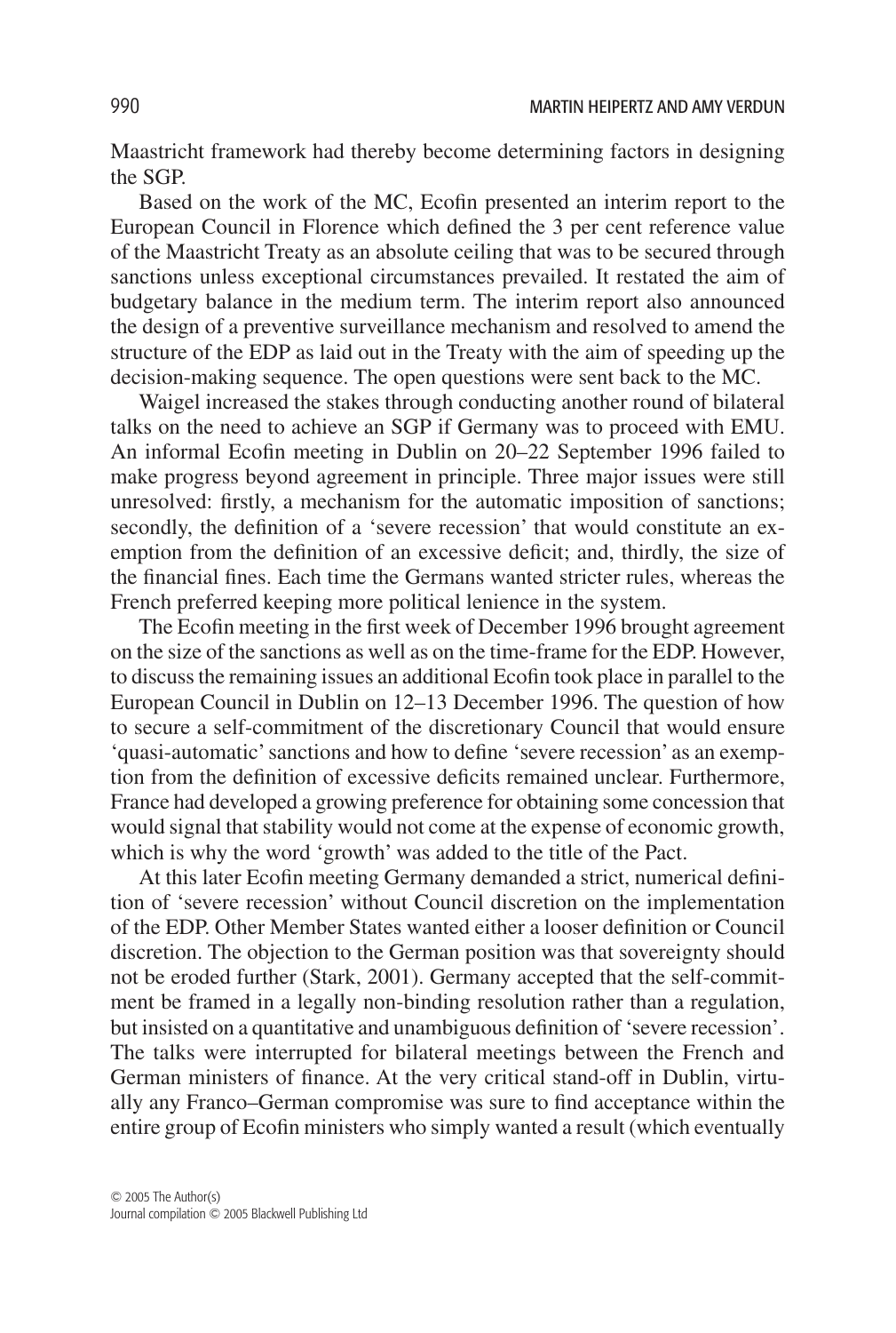Maastricht framework had thereby become determining factors in designing the SGP.

Based on the work of the MC, Ecofin presented an interim report to the European Council in Florence which defined the 3 per cent reference value of the Maastricht Treaty as an absolute ceiling that was to be secured through sanctions unless exceptional circumstances prevailed. It restated the aim of budgetary balance in the medium term. The interim report also announced the design of a preventive surveillance mechanism and resolved to amend the structure of the EDP as laid out in the Treaty with the aim of speeding up the decision-making sequence. The open questions were sent back to the MC.

Waigel increased the stakes through conducting another round of bilateral talks on the need to achieve an SGP if Germany was to proceed with EMU. An informal Ecofin meeting in Dublin on 20–22 September 1996 failed to make progress beyond agreement in principle. Three major issues were still unresolved: firstly, a mechanism for the automatic imposition of sanctions; secondly, the definition of a 'severe recession' that would constitute an exemption from the definition of an excessive deficit; and, thirdly, the size of the financial fines. Each time the Germans wanted stricter rules, whereas the French preferred keeping more political lenience in the system.

The Ecofin meeting in the first week of December 1996 brought agreement on the size of the sanctions as well as on the time-frame for the EDP. However, to discuss the remaining issues an additional Ecofin took place in parallel to the European Council in Dublin on 12–13 December 1996. The question of how to secure a self-commitment of the discretionary Council that would ensure 'quasi-automatic' sanctions and how to define 'severe recession' as an exemption from the definition of excessive deficits remained unclear. Furthermore, France had developed a growing preference for obtaining some concession that would signal that stability would not come at the expense of economic growth, which is why the word 'growth' was added to the title of the Pact.

At this later Ecofin meeting Germany demanded a strict, numerical definition of 'severe recession' without Council discretion on the implementation of the EDP. Other Member States wanted either a looser definition or Council discretion. The objection to the German position was that sovereignty should not be eroded further (Stark, 2001). Germany accepted that the self-commitment be framed in a legally non-binding resolution rather than a regulation, but insisted on a quantitative and unambiguous definition of 'severe recession'. The talks were interrupted for bilateral meetings between the French and German ministers of finance. At the very critical stand-off in Dublin, virtually any Franco–German compromise was sure to find acceptance within the entire group of Ecofin ministers who simply wanted a result (which eventually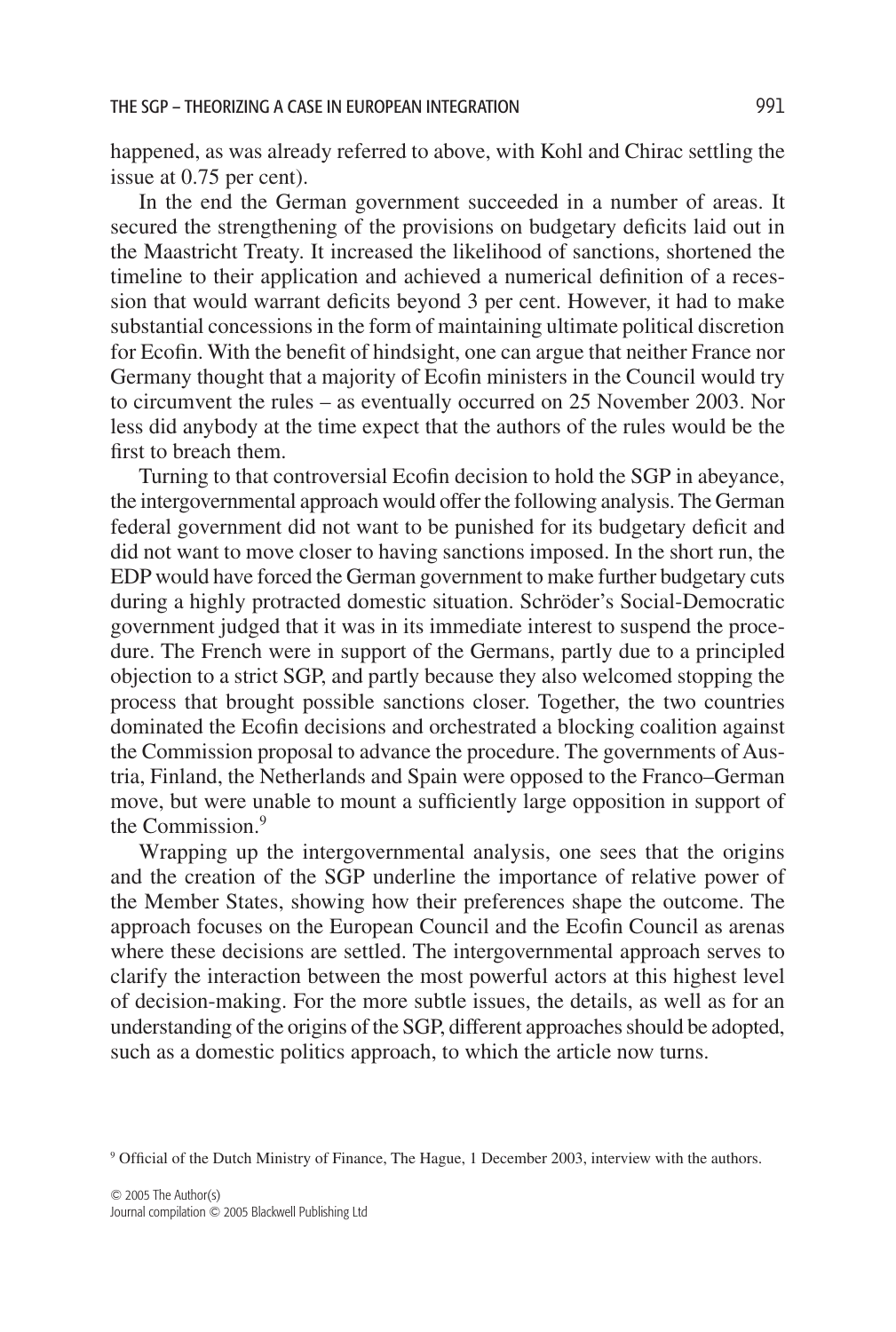happened, as was already referred to above, with Kohl and Chirac settling the issue at 0.75 per cent).

In the end the German government succeeded in a number of areas. It secured the strengthening of the provisions on budgetary deficits laid out in the Maastricht Treaty. It increased the likelihood of sanctions, shortened the timeline to their application and achieved a numerical definition of a recession that would warrant deficits beyond 3 per cent. However, it had to make substantial concessions in the form of maintaining ultimate political discretion for Ecofin. With the benefit of hindsight, one can argue that neither France nor Germany thought that a majority of Ecofin ministers in the Council would try to circumvent the rules – as eventually occurred on 25 November 2003. Nor less did anybody at the time expect that the authors of the rules would be the first to breach them.

Turning to that controversial Ecofin decision to hold the SGP in abeyance, the intergovernmental approach would offer the following analysis. The German federal government did not want to be punished for its budgetary deficit and did not want to move closer to having sanctions imposed. In the short run, the EDP would have forced the German government to make further budgetary cuts during a highly protracted domestic situation. Schröder's Social-Democratic government judged that it was in its immediate interest to suspend the procedure. The French were in support of the Germans, partly due to a principled objection to a strict SGP, and partly because they also welcomed stopping the process that brought possible sanctions closer. Together, the two countries dominated the Ecofin decisions and orchestrated a blocking coalition against the Commission proposal to advance the procedure. The governments of Austria, Finland, the Netherlands and Spain were opposed to the Franco–German move, but were unable to mount a sufficiently large opposition in support of the Commission.[9]

Wrapping up the intergovernmental analysis, one sees that the origins and the creation of the SGP underline the importance of relative power of the Member States, showing how their preferences shape the outcome. The approach focuses on the European Council and the Ecofin Council as arenas where these decisions are settled. The intergovernmental approach serves to clarify the interaction between the most powerful actors at this highest level of decision-making. For the more subtle issues, the details, as well as for an understanding of the origins of the SGP, different approaches should be adopted, such as a domestic politics approach, to which the article now turns.

[9] Official of the Dutch Ministry of Finance, The Hague, 1 December 2003, interview with the authors.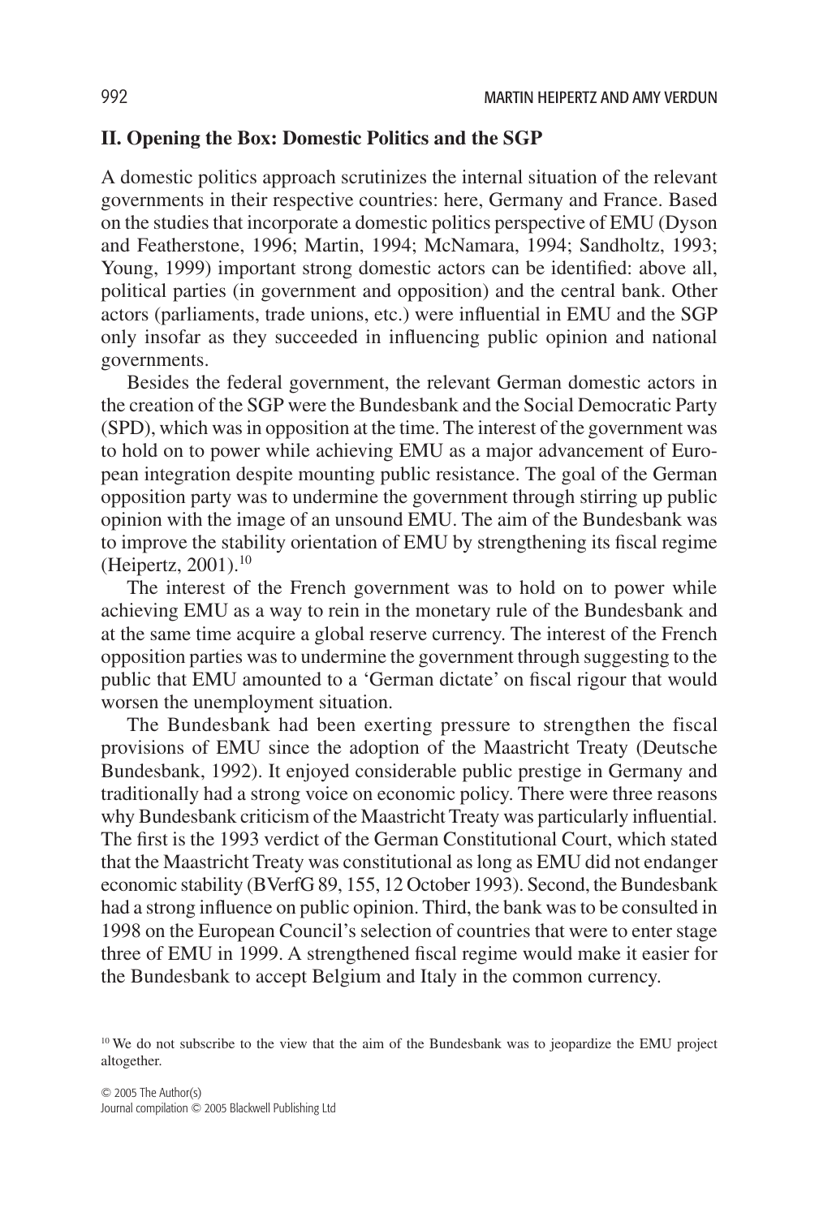## II. Opening the Box: Domestic Politics and the SGP

A domestic politics approach scrutinizes the internal situation of the relevant governments in their respective countries: here, Germany and France. Based on the studies that incorporate a domestic politics perspective of EMU (Dyson and Featherstone, 1996; Martin, 1994; McNamara, 1994; Sandholtz, 1993; Young, 1999) important strong domestic actors can be identified: above all, political parties (in government and opposition) and the central bank. Other actors (parliaments, trade unions, etc.) were influential in EMU and the SGP only insofar as they succeeded in influencing public opinion and national governments.

Besides the federal government, the relevant German domestic actors in the creation of the SGP were the Bundesbank and the Social Democratic Party (SPD), which was in opposition at the time. The interest of the government was to hold on to power while achieving EMU as a major advancement of European integration despite mounting public resistance. The goal of the German opposition party was to undermine the government through stirring up public opinion with the image of an unsound EMU. The aim of the Bundesbank was to improve the stability orientation of EMU by strengthening its fiscal regime (Heipertz, 2001).[10]

The interest of the French government was to hold on to power while achieving EMU as a way to rein in the monetary rule of the Bundesbank and at the same time acquire a global reserve currency. The interest of the French opposition parties was to undermine the government through suggesting to the public that EMU amounted to a 'German dictate' on fiscal rigour that would worsen the unemployment situation.

The Bundesbank had been exerting pressure to strengthen the fiscal provisions of EMU since the adoption of the Maastricht Treaty (Deutsche Bundesbank, 1992). It enjoyed considerable public prestige in Germany and traditionally had a strong voice on economic policy. There were three reasons why Bundesbank criticism of the Maastricht Treaty was particularly influential. The first is the 1993 verdict of the German Constitutional Court, which stated that the Maastricht Treaty was constitutional as long as EMU did not endanger economic stability (BVerfG 89, 155, 12 October 1993). Second, the Bundesbank had a strong influence on public opinion. Third, the bank was to be consulted in 1998 on the European Council's selection of countries that were to enter stage three of EMU in 1999. A strengthened fiscal regime would make it easier for the Bundesbank to accept Belgium and Italy in the common currency.

[10] We do not subscribe to the view that the aim of the Bundesbank was to jeopardize the EMU project altogether.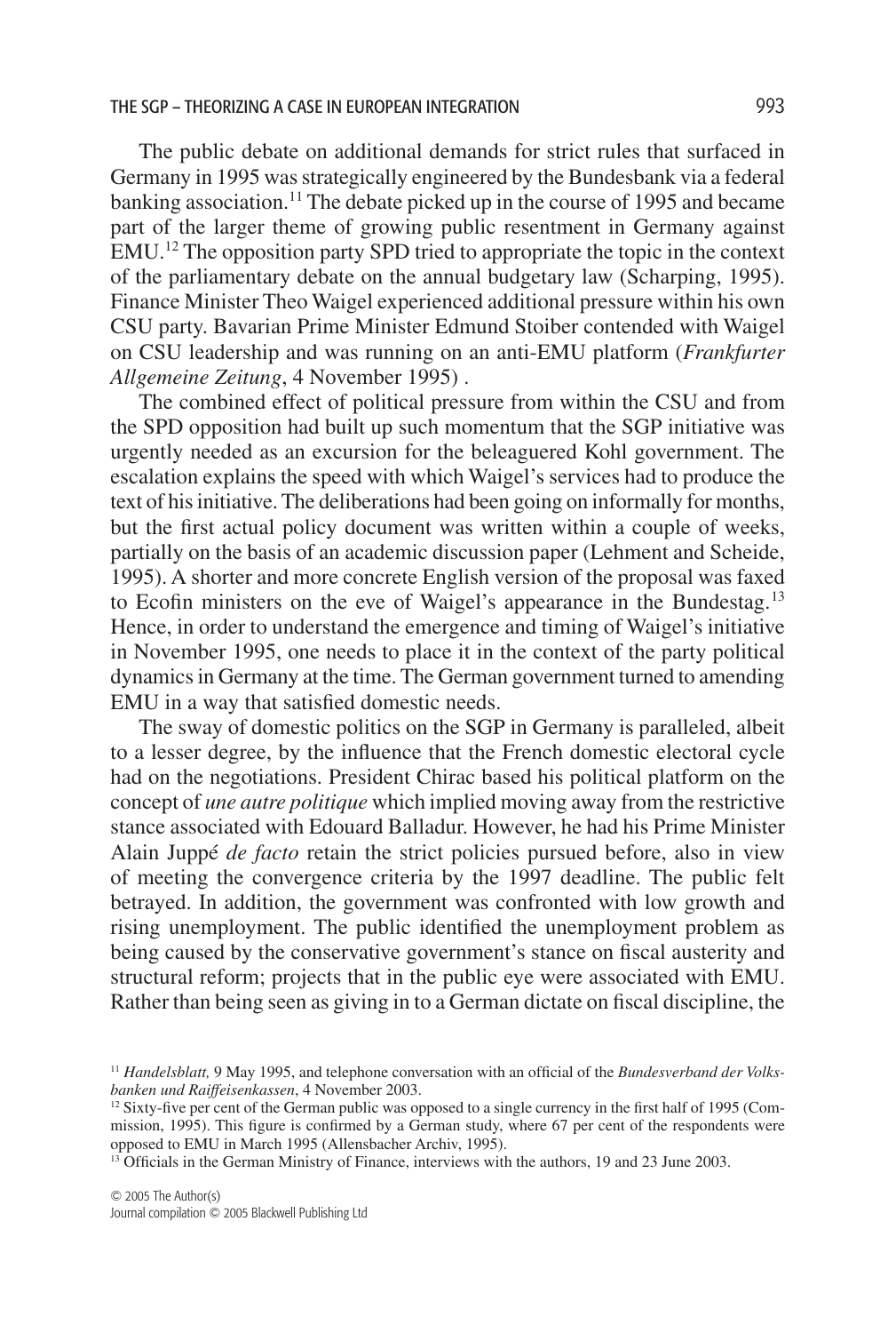The public debate on additional demands for strict rules that surfaced in Germany in 1995 was strategically engineered by the Bundesbank via a federal banking association.[11] The debate picked up in the course of 1995 and became part of the larger theme of growing public resentment in Germany against EMU.[12] The opposition party SPD tried to appropriate the topic in the context of the parliamentary debate on the annual budgetary law (Scharping, 1995). Finance Minister Theo Waigel experienced additional pressure within his own CSU party. Bavarian Prime Minister Edmund Stoiber contended with Waigel on CSU leadership and was running on an anti-EMU platform (*Frankfurter Allgemeine Zeitung*, 4 November 1995) .

The combined effect of political pressure from within the CSU and from the SPD opposition had built up such momentum that the SGP initiative was urgently needed as an excursion for the beleaguered Kohl government. The escalation explains the speed with which Waigel's services had to produce the text of his initiative. The deliberations had been going on informally for months, but the first actual policy document was written within a couple of weeks, partially on the basis of an academic discussion paper (Lehment and Scheide, 1995). A shorter and more concrete English version of the proposal was faxed to Ecofin ministers on the eve of Waigel's appearance in the Bundestag.[13] Hence, in order to understand the emergence and timing of Waigel's initiative in November 1995, one needs to place it in the context of the party political dynamics in Germany at the time. The German government turned to amending EMU in a way that satisfied domestic needs.

The sway of domestic politics on the SGP in Germany is paralleled, albeit to a lesser degree, by the influence that the French domestic electoral cycle had on the negotiations. President Chirac based his political platform on the concept of *une autre politique* which implied moving away from the restrictive stance associated with Edouard Balladur. However, he had his Prime Minister Alain Juppé *de facto* retain the strict policies pursued before, also in view of meeting the convergence criteria by the 1997 deadline. The public felt betrayed. In addition, the government was confronted with low growth and rising unemployment. The public identified the unemployment problem as being caused by the conservative government's stance on fiscal austerity and structural reform; projects that in the public eye were associated with EMU. Rather than being seen as giving in to a German dictate on fiscal discipline, the

[11] *Handelsblatt,* 9 May 1995, and telephone conversation with an official of the *Bundesverband der Volksbanken und Raiffeisenkassen*, 4 November 2003.

[12] Sixty-five per cent of the German public was opposed to a single currency in the first half of 1995 (Commission, 1995). This figure is confirmed by a German study, where 67 per cent of the respondents were opposed to EMU in March 1995 (Allensbacher Archiv, 1995).

[13] Officials in the German Ministry of Finance, interviews with the authors, 19 and 23 June 2003.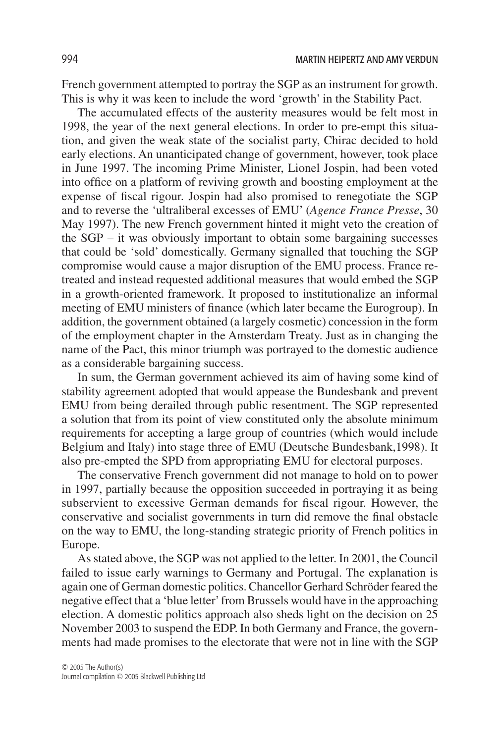French government attempted to portray the SGP as an instrument for growth. This is why it was keen to include the word 'growth' in the Stability Pact.

The accumulated effects of the austerity measures would be felt most in 1998, the year of the next general elections. In order to pre-empt this situation, and given the weak state of the socialist party, Chirac decided to hold early elections. An unanticipated change of government, however, took place in June 1997. The incoming Prime Minister, Lionel Jospin, had been voted into office on a platform of reviving growth and boosting employment at the expense of fiscal rigour. Jospin had also promised to renegotiate the SGP and to reverse the 'ultraliberal excesses of EMU' (*Agence France Presse*, 30 May 1997). The new French government hinted it might veto the creation of the SGP – it was obviously important to obtain some bargaining successes that could be 'sold' domestically. Germany signalled that touching the SGP compromise would cause a major disruption of the EMU process. France retreated and instead requested additional measures that would embed the SGP in a growth-oriented framework. It proposed to institutionalize an informal meeting of EMU ministers of finance (which later became the Eurogroup). In addition, the government obtained (a largely cosmetic) concession in the form of the employment chapter in the Amsterdam Treaty. Just as in changing the name of the Pact, this minor triumph was portrayed to the domestic audience as a considerable bargaining success.

In sum, the German government achieved its aim of having some kind of stability agreement adopted that would appease the Bundesbank and prevent EMU from being derailed through public resentment. The SGP represented a solution that from its point of view constituted only the absolute minimum requirements for accepting a large group of countries (which would include Belgium and Italy) into stage three of EMU (Deutsche Bundesbank,1998). It also pre-empted the SPD from appropriating EMU for electoral purposes.

The conservative French government did not manage to hold on to power in 1997, partially because the opposition succeeded in portraying it as being subservient to excessive German demands for fiscal rigour. However, the conservative and socialist governments in turn did remove the final obstacle on the way to EMU, the long-standing strategic priority of French politics in Europe.

As stated above, the SGP was not applied to the letter. In 2001, the Council failed to issue early warnings to Germany and Portugal. The explanation is again one of German domestic politics. Chancellor Gerhard Schröder feared the negative effect that a 'blue letter' from Brussels would have in the approaching election. A domestic politics approach also sheds light on the decision on 25 November 2003 to suspend the EDP. In both Germany and France, the governments had made promises to the electorate that were not in line with the SGP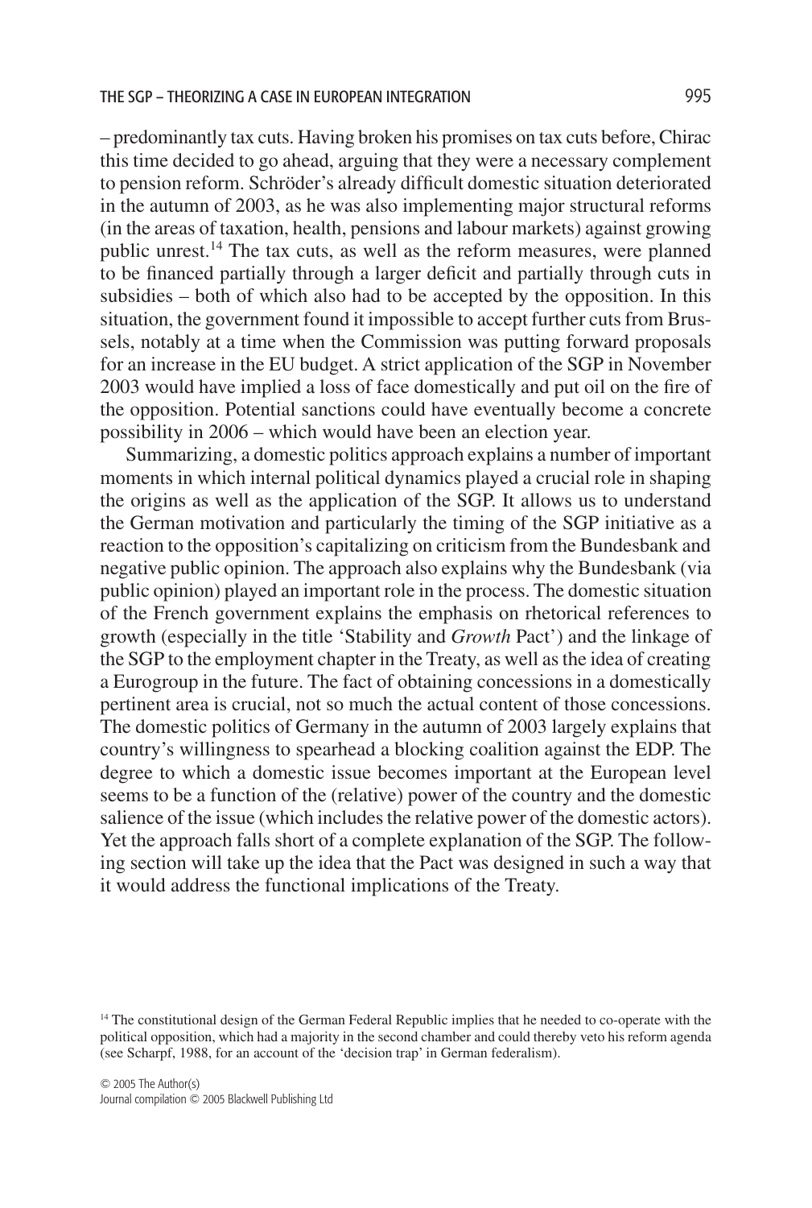– predominantly tax cuts. Having broken his promises on tax cuts before, Chirac this time decided to go ahead, arguing that they were a necessary complement to pension reform. Schröder's already difficult domestic situation deteriorated in the autumn of 2003, as he was also implementing major structural reforms (in the areas of taxation, health, pensions and labour markets) against growing public unrest.[14] The tax cuts, as well as the reform measures, were planned to be financed partially through a larger deficit and partially through cuts in subsidies – both of which also had to be accepted by the opposition. In this situation, the government found it impossible to accept further cuts from Brussels, notably at a time when the Commission was putting forward proposals for an increase in the EU budget. A strict application of the SGP in November 2003 would have implied a loss of face domestically and put oil on the fire of the opposition. Potential sanctions could have eventually become a concrete possibility in 2006 – which would have been an election year.

Summarizing, a domestic politics approach explains a number of important moments in which internal political dynamics played a crucial role in shaping the origins as well as the application of the SGP. It allows us to understand the German motivation and particularly the timing of the SGP initiative as a reaction to the opposition's capitalizing on criticism from the Bundesbank and negative public opinion. The approach also explains why the Bundesbank (via public opinion) played an important role in the process. The domestic situation of the French government explains the emphasis on rhetorical references to growth (especially in the title 'Stability and *Growth* Pact') and the linkage of the SGP to the employment chapter in the Treaty, as well as the idea of creating a Eurogroup in the future. The fact of obtaining concessions in a domestically pertinent area is crucial, not so much the actual content of those concessions. The domestic politics of Germany in the autumn of 2003 largely explains that country's willingness to spearhead a blocking coalition against the EDP. The degree to which a domestic issue becomes important at the European level seems to be a function of the (relative) power of the country and the domestic salience of the issue (which includes the relative power of the domestic actors). Yet the approach falls short of a complete explanation of the SGP. The following section will take up the idea that the Pact was designed in such a way that it would address the functional implications of the Treaty.

[14] The constitutional design of the German Federal Republic implies that he needed to co-operate with the political opposition, which had a majority in the second chamber and could thereby veto his reform agenda (see Scharpf, 1988, for an account of the 'decision trap' in German federalism).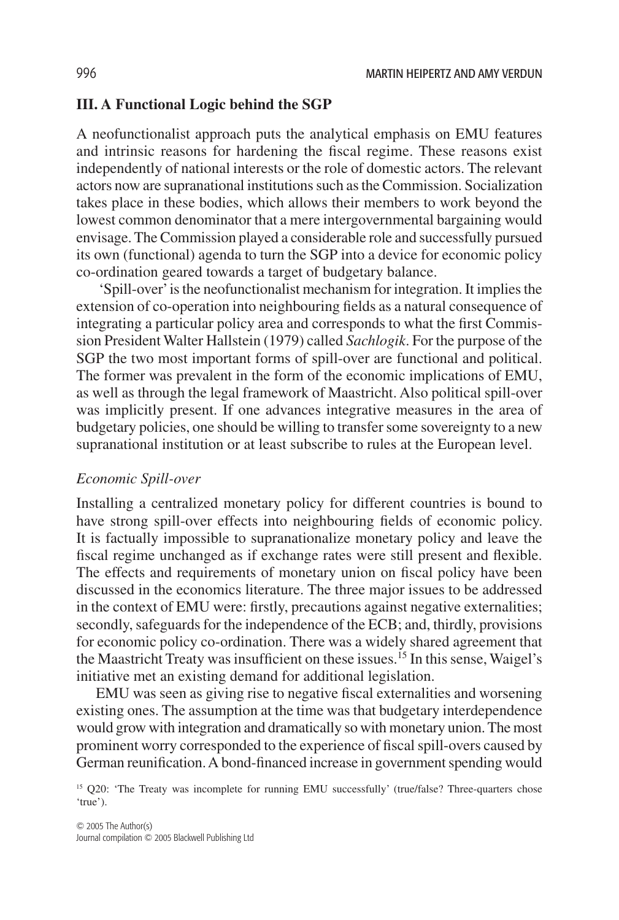## III. A Functional Logic behind the SGP

A neofunctionalist approach puts the analytical emphasis on EMU features and intrinsic reasons for hardening the fiscal regime. These reasons exist independently of national interests or the role of domestic actors. The relevant actors now are supranational institutions such as the Commission. Socialization takes place in these bodies, which allows their members to work beyond the lowest common denominator that a mere intergovernmental bargaining would envisage. The Commission played a considerable role and successfully pursued its own (functional) agenda to turn the SGP into a device for economic policy co-ordination geared towards a target of budgetary balance.

'Spill-over' is the neofunctionalist mechanism for integration. It implies the extension of co-operation into neighbouring fields as a natural consequence of integrating a particular policy area and corresponds to what the first Commission President Walter Hallstein (1979) called *Sachlogik*. For the purpose of the SGP the two most important forms of spill-over are functional and political. The former was prevalent in the form of the economic implications of EMU, as well as through the legal framework of Maastricht. Also political spill-over was implicitly present. If one advances integrative measures in the area of budgetary policies, one should be willing to transfer some sovereignty to a new supranational institution or at least subscribe to rules at the European level.

### *Economic Spill-over*

Installing a centralized monetary policy for different countries is bound to have strong spill-over effects into neighbouring fields of economic policy. It is factually impossible to supranationalize monetary policy and leave the fiscal regime unchanged as if exchange rates were still present and flexible. The effects and requirements of monetary union on fiscal policy have been discussed in the economics literature. The three major issues to be addressed in the context of EMU were: firstly, precautions against negative externalities; secondly, safeguards for the independence of the ECB; and, thirdly, provisions for economic policy co-ordination. There was a widely shared agreement that the Maastricht Treaty was insufficient on these issues.[15] In this sense, Waigel's initiative met an existing demand for additional legislation.

EMU was seen as giving rise to negative fiscal externalities and worsening existing ones. The assumption at the time was that budgetary interdependence would grow with integration and dramatically so with monetary union. The most prominent worry corresponded to the experience of fiscal spill-overs caused by German reunification. A bond-financed increase in government spending would

[15] Q20: 'The Treaty was incomplete for running EMU successfully' (true/false? Three-quarters chose 'true').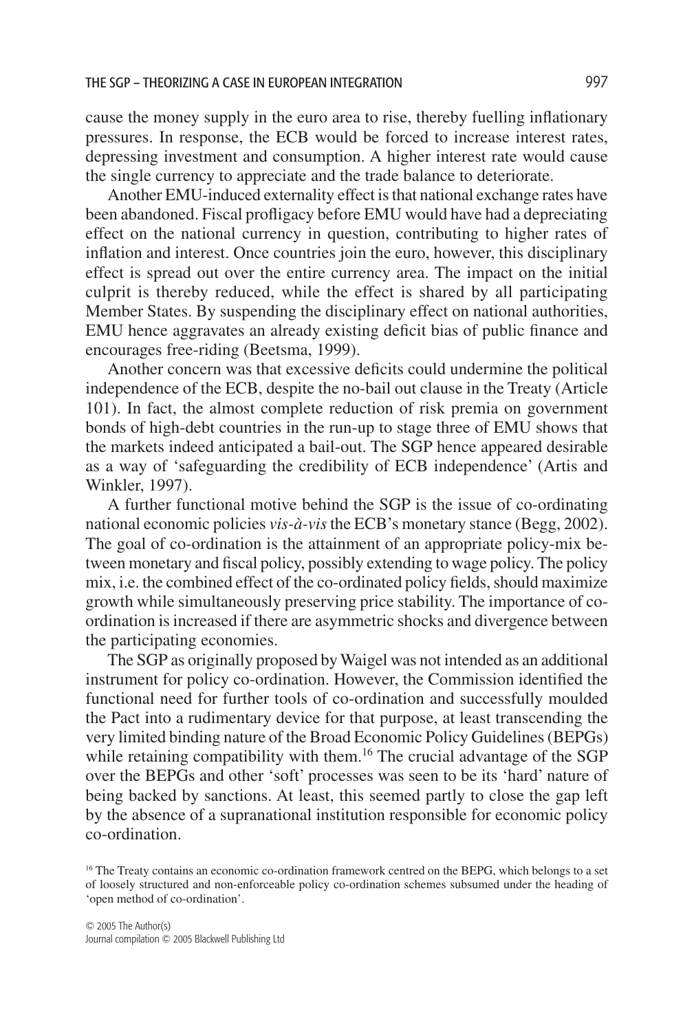cause the money supply in the euro area to rise, thereby fuelling inflationary pressures. In response, the ECB would be forced to increase interest rates, depressing investment and consumption. A higher interest rate would cause the single currency to appreciate and the trade balance to deteriorate.

Another EMU-induced externality effect is that national exchange rates have been abandoned. Fiscal profligacy before EMU would have had a depreciating effect on the national currency in question, contributing to higher rates of inflation and interest. Once countries join the euro, however, this disciplinary effect is spread out over the entire currency area. The impact on the initial culprit is thereby reduced, while the effect is shared by all participating Member States. By suspending the disciplinary effect on national authorities, EMU hence aggravates an already existing deficit bias of public finance and encourages free-riding (Beetsma, 1999).

Another concern was that excessive deficits could undermine the political independence of the ECB, despite the no-bail out clause in the Treaty (Article 101). In fact, the almost complete reduction of risk premia on government bonds of high-debt countries in the run-up to stage three of EMU shows that the markets indeed anticipated a bail-out. The SGP hence appeared desirable as a way of 'safeguarding the credibility of ECB independence' (Artis and Winkler, 1997).

A further functional motive behind the SGP is the issue of co-ordinating national economic policies *vis-à-vis* the ECB's monetary stance (Begg, 2002). The goal of co-ordination is the attainment of an appropriate policy-mix between monetary and fiscal policy, possibly extending to wage policy. The policy mix, i.e. the combined effect of the co-ordinated policy fields, should maximize growth while simultaneously preserving price stability. The importance of co-ordination is increased if there are asymmetric shocks and divergence between the participating economies.

The SGP as originally proposed by Waigel was not intended as an additional instrument for policy co-ordination. However, the Commission identified the functional need for further tools of co-ordination and successfully moulded the Pact into a rudimentary device for that purpose, at least transcending the very limited binding nature of the Broad Economic Policy Guidelines (BEPGs) while retaining compatibility with them.[16] The crucial advantage of the SGP over the BEPGs and other 'soft' processes was seen to be its 'hard' nature of being backed by sanctions. At least, this seemed partly to close the gap left by the absence of a supranational institution responsible for economic policy co-ordination.

[16] The Treaty contains an economic co-ordination framework centred on the BEPG, which belongs to a set of loosely structured and non-enforceable policy co-ordination schemes subsumed under the heading of 'open method of co-ordination'.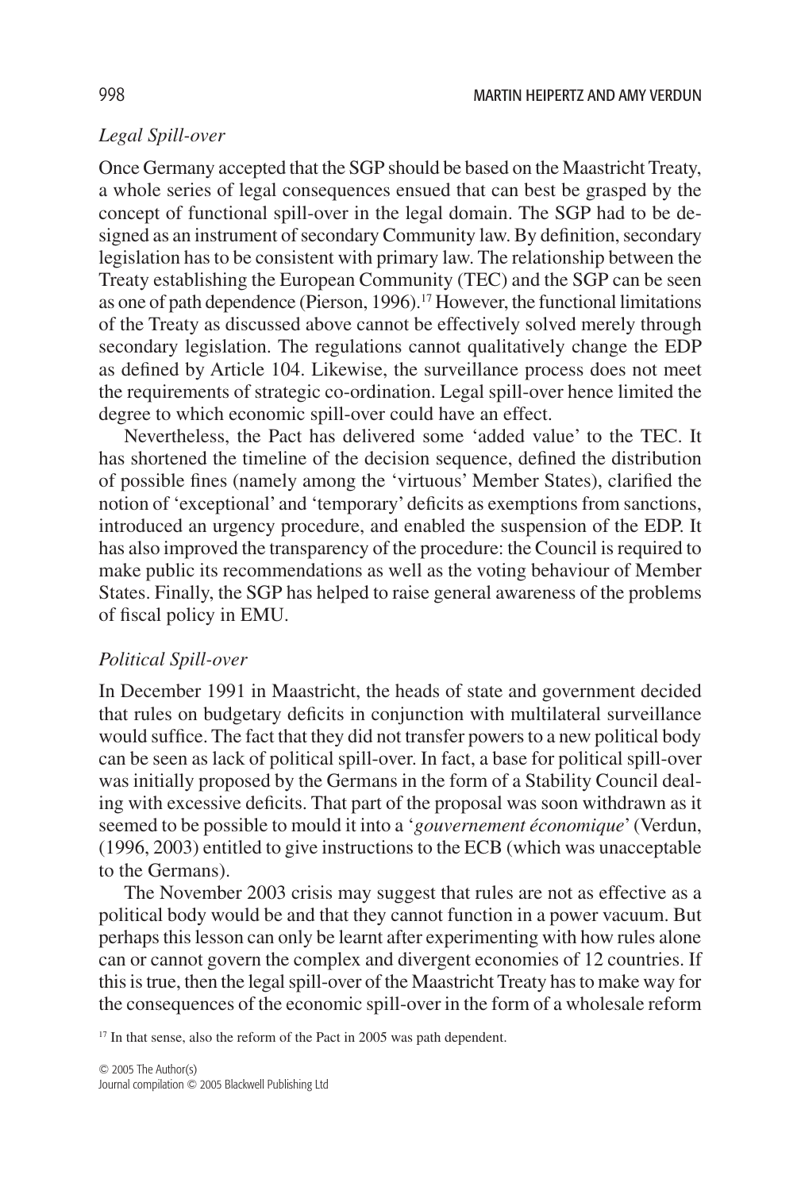*Legal Spill-over*

Once Germany accepted that the SGP should be based on the Maastricht Treaty, a whole series of legal consequences ensued that can best be grasped by the concept of functional spill-over in the legal domain. The SGP had to be designed as an instrument of secondary Community law. By definition, secondary legislation has to be consistent with primary law. The relationship between the Treaty establishing the European Community (TEC) and the SGP can be seen as one of path dependence (Pierson, 1996).[17] However, the functional limitations of the Treaty as discussed above cannot be effectively solved merely through secondary legislation. The regulations cannot qualitatively change the EDP as defined by Article 104. Likewise, the surveillance process does not meet the requirements of strategic co-ordination. Legal spill-over hence limited the degree to which economic spill-over could have an effect.

Nevertheless, the Pact has delivered some 'added value' to the TEC. It has shortened the timeline of the decision sequence, defined the distribution of possible fines (namely among the 'virtuous' Member States), clarified the notion of 'exceptional' and 'temporary' deficits as exemptions from sanctions, introduced an urgency procedure, and enabled the suspension of the EDP. It has also improved the transparency of the procedure: the Council is required to make public its recommendations as well as the voting behaviour of Member States. Finally, the SGP has helped to raise general awareness of the problems of fiscal policy in EMU.

*Political Spill-over*

In December 1991 in Maastricht, the heads of state and government decided that rules on budgetary deficits in conjunction with multilateral surveillance would suffice. The fact that they did not transfer powers to a new political body can be seen as lack of political spill-over. In fact, a base for political spill-over was initially proposed by the Germans in the form of a Stability Council dealing with excessive deficits. That part of the proposal was soon withdrawn as it seemed to be possible to mould it into a '*gouvernement économique*' (Verdun, (1996, 2003) entitled to give instructions to the ECB (which was unacceptable to the Germans).

The November 2003 crisis may suggest that rules are not as effective as a political body would be and that they cannot function in a power vacuum. But perhaps this lesson can only be learnt after experimenting with how rules alone can or cannot govern the complex and divergent economies of 12 countries. If this is true, then the legal spill-over of the Maastricht Treaty has to make way for the consequences of the economic spill-over in the form of a wholesale reform

[17] In that sense, also the reform of the Pact in 2005 was path dependent.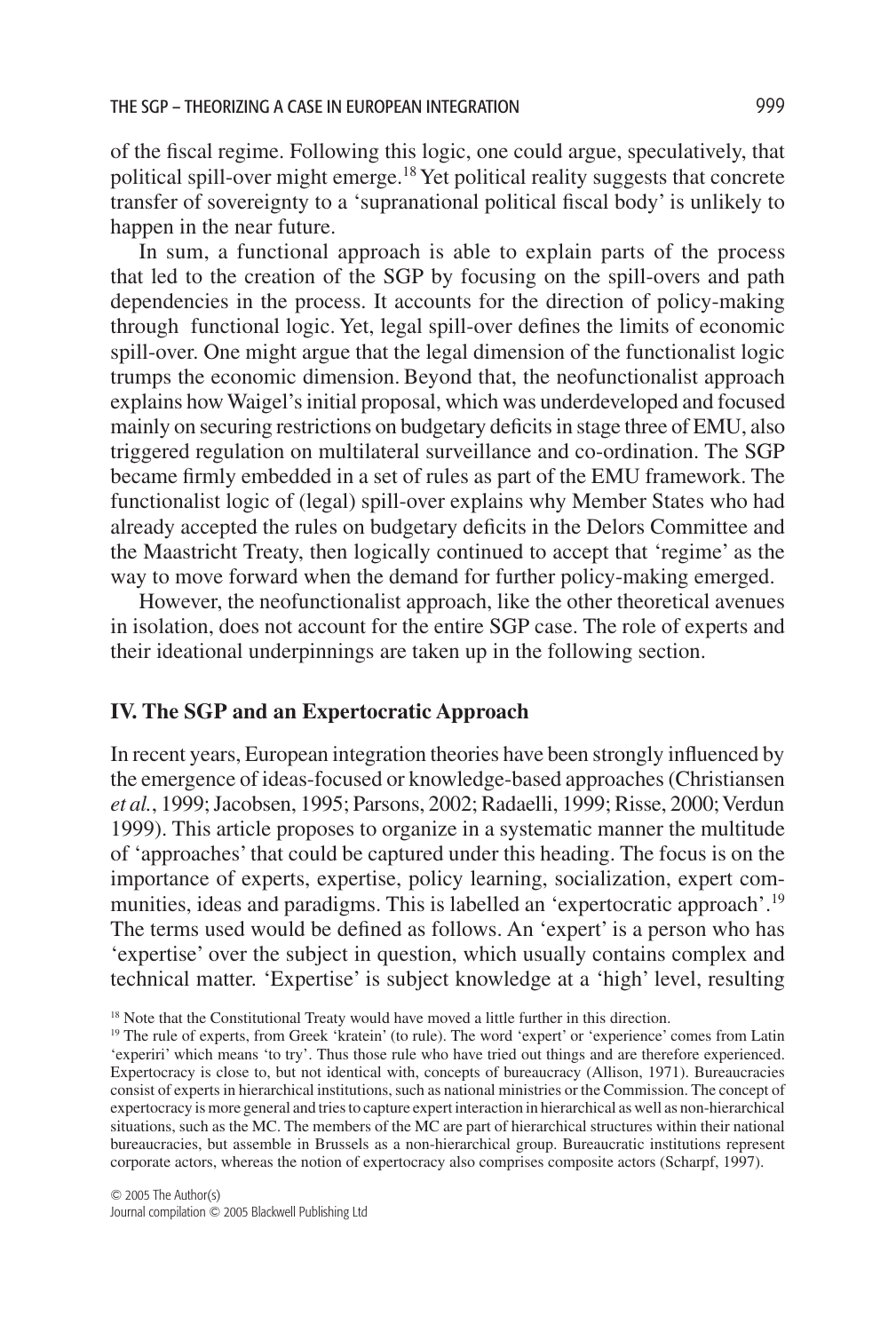of the fiscal regime. Following this logic, one could argue, speculatively, that political spill-over might emerge.[18] Yet political reality suggests that concrete transfer of sovereignty to a 'supranational political fiscal body' is unlikely to happen in the near future.

In sum, a functional approach is able to explain parts of the process that led to the creation of the SGP by focusing on the spill-overs and path dependencies in the process. It accounts for the direction of policy-making through functional logic. Yet, legal spill-over defines the limits of economic spill-over. One might argue that the legal dimension of the functionalist logic trumps the economic dimension. Beyond that, the neofunctionalist approach explains how Waigel's initial proposal, which was underdeveloped and focused mainly on securing restrictions on budgetary deficits in stage three of EMU, also triggered regulation on multilateral surveillance and co-ordination. The SGP became firmly embedded in a set of rules as part of the EMU framework. The functionalist logic of (legal) spill-over explains why Member States who had already accepted the rules on budgetary deficits in the Delors Committee and the Maastricht Treaty, then logically continued to accept that 'regime' as the way to move forward when the demand for further policy-making emerged.

However, the neofunctionalist approach, like the other theoretical avenues in isolation, does not account for the entire SGP case. The role of experts and their ideational underpinnings are taken up in the following section.

## IV. The SGP and an Expertocratic Approach

In recent years, European integration theories have been strongly influenced by the emergence of ideas-focused or knowledge-based approaches (Christiansen *et al.*, 1999; Jacobsen, 1995; Parsons, 2002; Radaelli, 1999; Risse, 2000; Verdun 1999). This article proposes to organize in a systematic manner the multitude of 'approaches' that could be captured under this heading. The focus is on the importance of experts, expertise, policy learning, socialization, expert communities, ideas and paradigms. This is labelled an 'expertocratic approach'.[19] The terms used would be defined as follows. An 'expert' is a person who has 'expertise' over the subject in question, which usually contains complex and technical matter. 'Expertise' is subject knowledge at a 'high' level, resulting

[18] Note that the Constitutional Treaty would have moved a little further in this direction.

[19] The rule of experts, from Greek 'kratein' (to rule). The word 'expert' or 'experience' comes from Latin 'experiri' which means 'to try'. Thus those rule who have tried out things and are therefore experienced. Expertocracy is close to, but not identical with, concepts of bureaucracy (Allison, 1971). Bureaucracies consist of experts in hierarchical institutions, such as national ministries or the Commission. The concept of expertocracy is more general and tries to capture expert interaction in hierarchical as well as non-hierarchical situations, such as the MC. The members of the MC are part of hierarchical structures within their national bureaucracies, but assemble in Brussels as a non-hierarchical group. Bureaucratic institutions represent corporate actors, whereas the notion of expertocracy also comprises composite actors (Scharpf, 1997).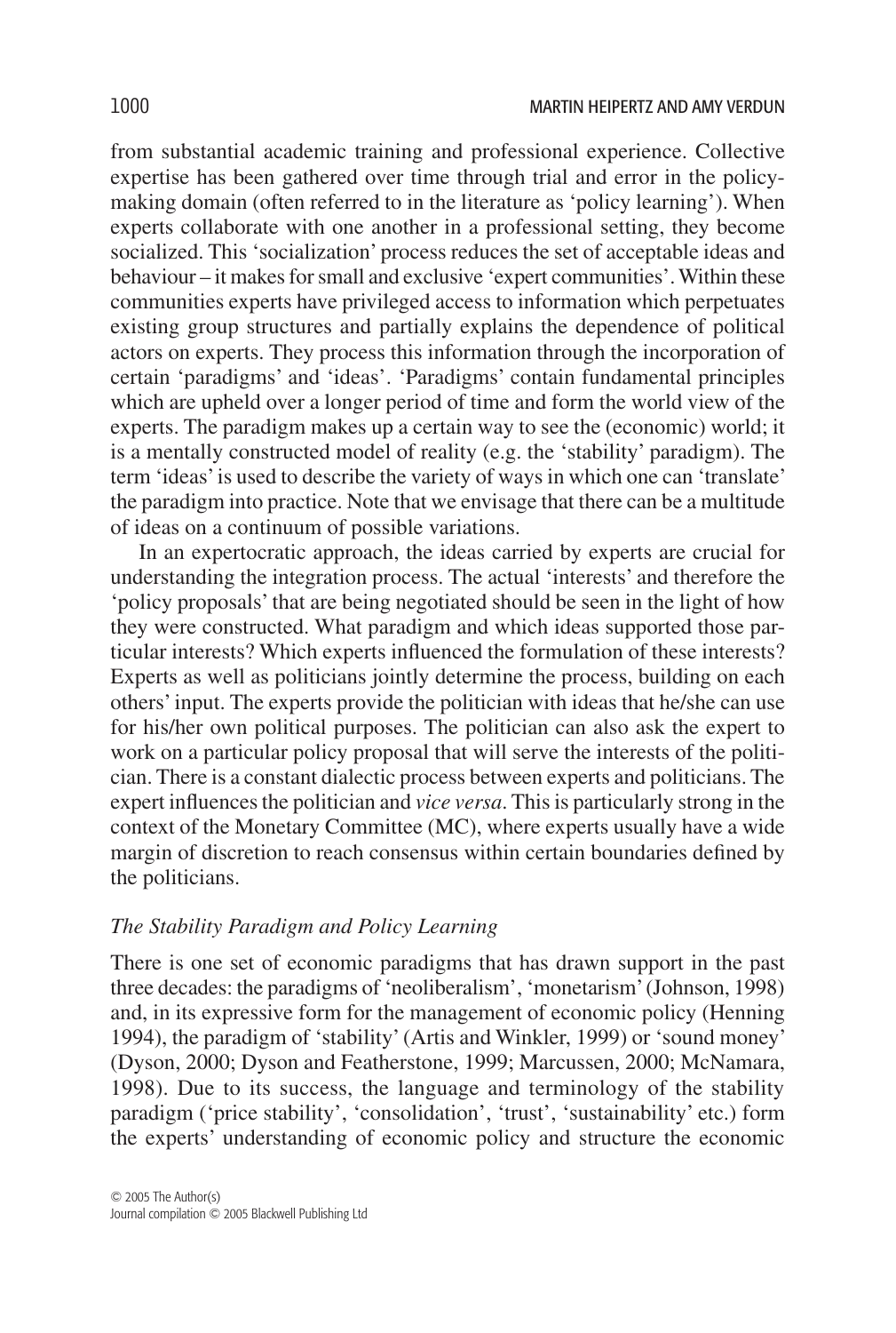from substantial academic training and professional experience. Collective expertise has been gathered over time through trial and error in the policy-making domain (often referred to in the literature as 'policy learning'). When experts collaborate with one another in a professional setting, they become socialized. This 'socialization' process reduces the set of acceptable ideas and behaviour – it makes for small and exclusive 'expert communities'. Within these communities experts have privileged access to information which perpetuates existing group structures and partially explains the dependence of political actors on experts. They process this information through the incorporation of certain 'paradigms' and 'ideas'. 'Paradigms' contain fundamental principles which are upheld over a longer period of time and form the world view of the experts. The paradigm makes up a certain way to see the (economic) world; it is a mentally constructed model of reality (e.g. the 'stability' paradigm). The term 'ideas' is used to describe the variety of ways in which one can 'translate' the paradigm into practice. Note that we envisage that there can be a multitude of ideas on a continuum of possible variations.

In an expertocratic approach, the ideas carried by experts are crucial for understanding the integration process. The actual 'interests' and therefore the 'policy proposals' that are being negotiated should be seen in the light of how they were constructed. What paradigm and which ideas supported those particular interests? Which experts influenced the formulation of these interests? Experts as well as politicians jointly determine the process, building on each others' input. The experts provide the politician with ideas that he/she can use for his/her own political purposes. The politician can also ask the expert to work on a particular policy proposal that will serve the interests of the politician. There is a constant dialectic process between experts and politicians. The expert influences the politician and *vice versa*. This is particularly strong in the context of the Monetary Committee (MC), where experts usually have a wide margin of discretion to reach consensus within certain boundaries defined by the politicians.

### *The Stability Paradigm and Policy Learning*

There is one set of economic paradigms that has drawn support in the past three decades: the paradigms of 'neoliberalism', 'monetarism' (Johnson, 1998) and, in its expressive form for the management of economic policy (Henning 1994), the paradigm of 'stability' (Artis and Winkler, 1999) or 'sound money' (Dyson, 2000; Dyson and Featherstone, 1999; Marcussen, 2000; McNamara, 1998). Due to its success, the language and terminology of the stability paradigm ('price stability', 'consolidation', 'trust', 'sustainability' etc.) form the experts' understanding of economic policy and structure the economic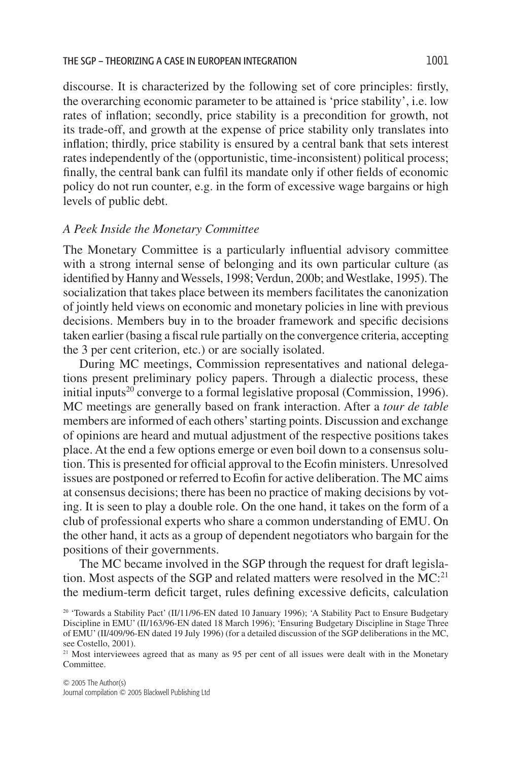discourse. It is characterized by the following set of core principles: firstly, the overarching economic parameter to be attained is 'price stability', i.e. low rates of inflation; secondly, price stability is a precondition for growth, not its trade-off, and growth at the expense of price stability only translates into inflation; thirdly, price stability is ensured by a central bank that sets interest rates independently of the (opportunistic, time-inconsistent) political process; finally, the central bank can fulfil its mandate only if other fields of economic policy do not run counter, e.g. in the form of excessive wage bargains or high levels of public debt.

### *A Peek Inside the Monetary Committee*

The Monetary Committee is a particularly influential advisory committee with a strong internal sense of belonging and its own particular culture (as identified by Hanny and Wessels, 1998; Verdun, 200b; and Westlake, 1995). The socialization that takes place between its members facilitates the canonization of jointly held views on economic and monetary policies in line with previous decisions. Members buy in to the broader framework and specific decisions taken earlier (basing a fiscal rule partially on the convergence criteria, accepting the 3 per cent criterion, etc.) or are socially isolated.

During MC meetings, Commission representatives and national delegations present preliminary policy papers. Through a dialectic process, these initial inputs[20] converge to a formal legislative proposal (Commission, 1996). MC meetings are generally based on frank interaction. After a *tour de table* members are informed of each others' starting points. Discussion and exchange of opinions are heard and mutual adjustment of the respective positions takes place. At the end a few options emerge or even boil down to a consensus solution. This is presented for official approval to the Ecofin ministers. Unresolved issues are postponed or referred to Ecofin for active deliberation. The MC aims at consensus decisions; there has been no practice of making decisions by voting. It is seen to play a double role. On the one hand, it takes on the form of a club of professional experts who share a common understanding of EMU. On the other hand, it acts as a group of dependent negotiators who bargain for the positions of their governments.

The MC became involved in the SGP through the request for draft legislation. Most aspects of the SGP and related matters were resolved in the MC:[21] the medium-term deficit target, rules defining excessive deficits, calculation

[20] 'Towards a Stability Pact' (II/11/96-EN dated 10 January 1996); 'A Stability Pact to Ensure Budgetary Discipline in EMU' (II/163/96-EN dated 18 March 1996); 'Ensuring Budgetary Discipline in Stage Three of EMU' (II/409/96-EN dated 19 July 1996) (for a detailed discussion of the SGP deliberations in the MC, see Costello, 2001).

[21] Most interviewees agreed that as many as 95 per cent of all issues were dealt with in the Monetary Committee.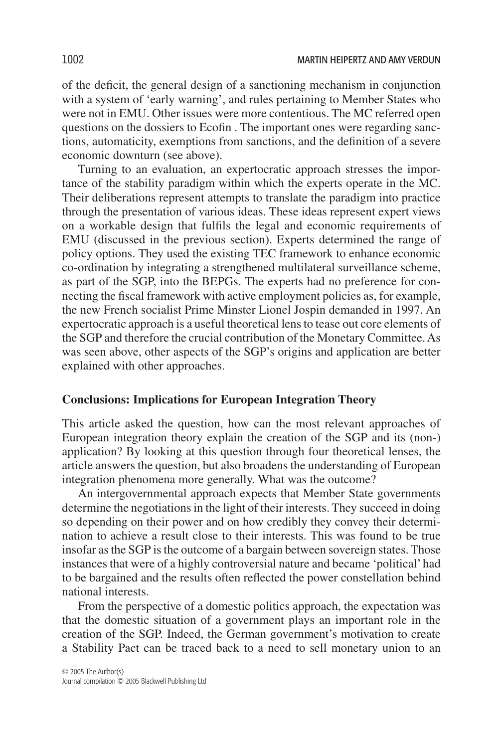of the deficit, the general design of a sanctioning mechanism in conjunction with a system of 'early warning', and rules pertaining to Member States who were not in EMU. Other issues were more contentious. The MC referred open questions on the dossiers to Ecofin . The important ones were regarding sanctions, automaticity, exemptions from sanctions, and the definition of a severe economic downturn (see above).

Turning to an evaluation, an expertocratic approach stresses the importance of the stability paradigm within which the experts operate in the MC. Their deliberations represent attempts to translate the paradigm into practice through the presentation of various ideas. These ideas represent expert views on a workable design that fulfils the legal and economic requirements of EMU (discussed in the previous section). Experts determined the range of policy options. They used the existing TEC framework to enhance economic co-ordination by integrating a strengthened multilateral surveillance scheme, as part of the SGP, into the BEPGs. The experts had no preference for connecting the fiscal framework with active employment policies as, for example, the new French socialist Prime Minster Lionel Jospin demanded in 1997. An expertocratic approach is a useful theoretical lens to tease out core elements of the SGP and therefore the crucial contribution of the Monetary Committee. As was seen above, other aspects of the SGP's origins and application are better explained with other approaches.

## Conclusions: Implications for European Integration Theory

This article asked the question, how can the most relevant approaches of European integration theory explain the creation of the SGP and its (non-) application? By looking at this question through four theoretical lenses, the article answers the question, but also broadens the understanding of European integration phenomena more generally. What was the outcome?

An intergovernmental approach expects that Member State governments determine the negotiations in the light of their interests. They succeed in doing so depending on their power and on how credibly they convey their determination to achieve a result close to their interests. This was found to be true insofar as the SGP is the outcome of a bargain between sovereign states. Those instances that were of a highly controversial nature and became 'political' had to be bargained and the results often reflected the power constellation behind national interests.

From the perspective of a domestic politics approach, the expectation was that the domestic situation of a government plays an important role in the creation of the SGP. Indeed, the German government's motivation to create a Stability Pact can be traced back to a need to sell monetary union to an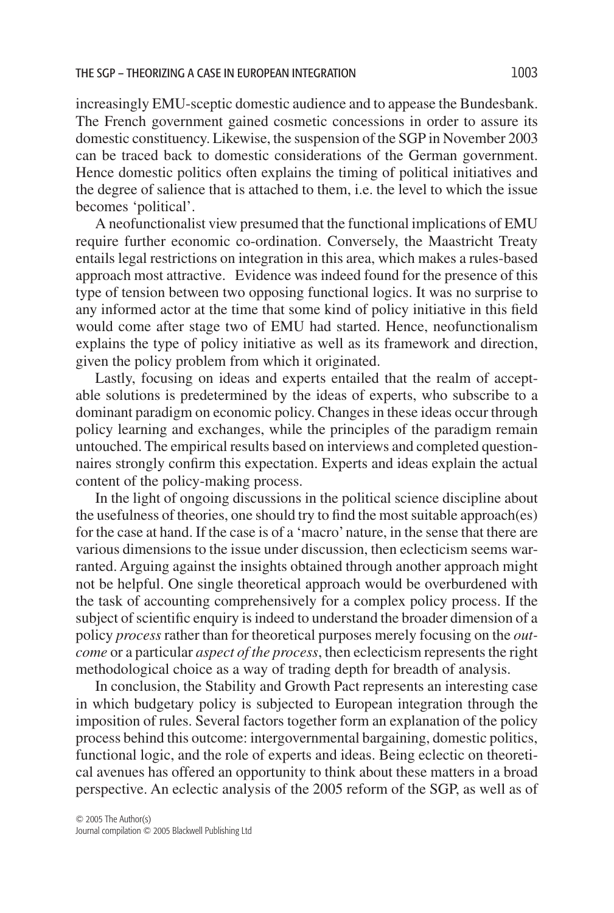increasingly EMU-sceptic domestic audience and to appease the Bundesbank. The French government gained cosmetic concessions in order to assure its domestic constituency. Likewise, the suspension of the SGP in November 2003 can be traced back to domestic considerations of the German government. Hence domestic politics often explains the timing of political initiatives and the degree of salience that is attached to them, i.e. the level to which the issue becomes 'political'.

A neofunctionalist view presumed that the functional implications of EMU require further economic co-ordination. Conversely, the Maastricht Treaty entails legal restrictions on integration in this area, which makes a rules-based approach most attractive. Evidence was indeed found for the presence of this type of tension between two opposing functional logics. It was no surprise to any informed actor at the time that some kind of policy initiative in this field would come after stage two of EMU had started. Hence, neofunctionalism explains the type of policy initiative as well as its framework and direction, given the policy problem from which it originated.

Lastly, focusing on ideas and experts entailed that the realm of acceptable solutions is predetermined by the ideas of experts, who subscribe to a dominant paradigm on economic policy. Changes in these ideas occur through policy learning and exchanges, while the principles of the paradigm remain untouched. The empirical results based on interviews and completed questionnaires strongly confirm this expectation. Experts and ideas explain the actual content of the policy-making process.

In the light of ongoing discussions in the political science discipline about the usefulness of theories, one should try to find the most suitable approach(es) for the case at hand. If the case is of a 'macro' nature, in the sense that there are various dimensions to the issue under discussion, then eclecticism seems warranted. Arguing against the insights obtained through another approach might not be helpful. One single theoretical approach would be overburdened with the task of accounting comprehensively for a complex policy process. If the subject of scientific enquiry is indeed to understand the broader dimension of a policy *process* rather than for theoretical purposes merely focusing on the *outcome* or a particular *aspect of the process*, then eclecticism represents the right methodological choice as a way of trading depth for breadth of analysis.

In conclusion, the Stability and Growth Pact represents an interesting case in which budgetary policy is subjected to European integration through the imposition of rules. Several factors together form an explanation of the policy process behind this outcome: intergovernmental bargaining, domestic politics, functional logic, and the role of experts and ideas. Being eclectic on theoretical avenues has offered an opportunity to think about these matters in a broad perspective. An eclectic analysis of the 2005 reform of the SGP, as well as of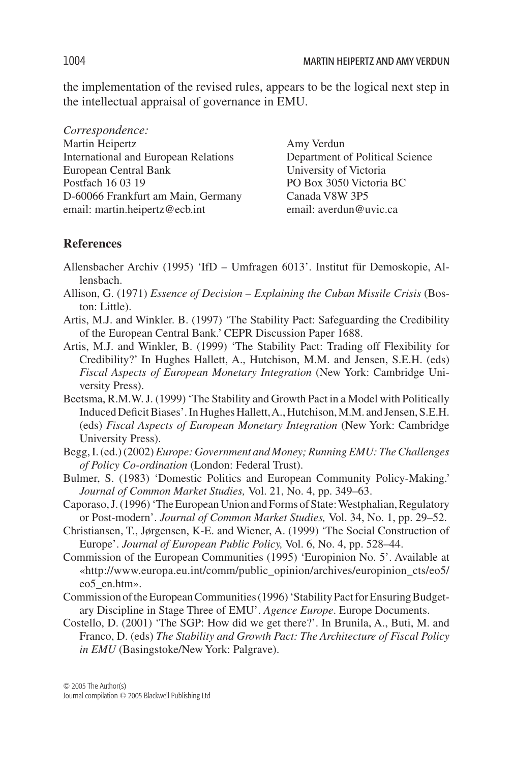the implementation of the revised rules, appears to be the logical next step in the intellectual appraisal of governance in EMU.

*Correspondence:*

Martin Heipertz
International and European Relations
European Central Bank
Postfach 16 03 19
D-60066 Frankfurt am Main, Germany
email: martin.heipertz@ecb.int

Amy Verdun
Department of Political Science
University of Victoria
PO Box 3050 Victoria BC
Canada V8W 3P5
email: averdun@uvic.ca

## References

Allensbacher Archiv (1995) 'IfD – Umfragen 6013'. Institut für Demoskopie, Allensbach.

Allison, G. (1971) *Essence of Decision – Explaining the Cuban Missile Crisis* (Boston: Little).

Artis, M.J. and Winkler. B. (1997) 'The Stability Pact: Safeguarding the Credibility of the European Central Bank.' CEPR Discussion Paper 1688.

Artis, M.J. and Winkler, B. (1999) 'The Stability Pact: Trading off Flexibility for Credibility?' In Hughes Hallett, A., Hutchison, M.M. and Jensen, S.E.H. (eds) *Fiscal Aspects of European Monetary Integration* (New York: Cambridge University Press).

Beetsma, R.M.W. J. (1999) 'The Stability and Growth Pact in a Model with Politically Induced Deficit Biases'. In Hughes Hallett, A., Hutchison, M.M. and Jensen, S.E.H. (eds) *Fiscal Aspects of European Monetary Integration* (New York: Cambridge University Press).

Begg, I. (ed.) (2002) *Europe: Government and Money; Running EMU: The Challenges of Policy Co-ordination* (London: Federal Trust).

Bulmer, S. (1983) 'Domestic Politics and European Community Policy-Making.' *Journal of Common Market Studies,* Vol. 21, No. 4, pp. 349–63.

Caporaso, J. (1996) 'The European Union and Forms of State: Westphalian, Regulatory or Post-modern'. *Journal of Common Market Studies,* Vol. 34, No. 1, pp. 29–52.

Christiansen, T., Jørgensen, K-E. and Wiener, A. (1999) 'The Social Construction of Europe'. *Journal of European Public Policy,* Vol. 6, No. 4, pp. 528–44.

Commission of the European Communities (1995) 'Europinion No. 5'. Available at «http://www.europa.eu.int/comm/public_opinion/archives/europinion_cts/eo5/eo5_en.htm».

Commission of the European Communities (1996) 'Stability Pact for Ensuring Budgetary Discipline in Stage Three of EMU'. *Agence Europe*. Europe Documents.

Costello, D. (2001) 'The SGP: How did we get there?'. In Brunila, A., Buti, M. and Franco, D. (eds) *The Stability and Growth Pact: The Architecture of Fiscal Policy in EMU* (Basingstoke/New York: Palgrave).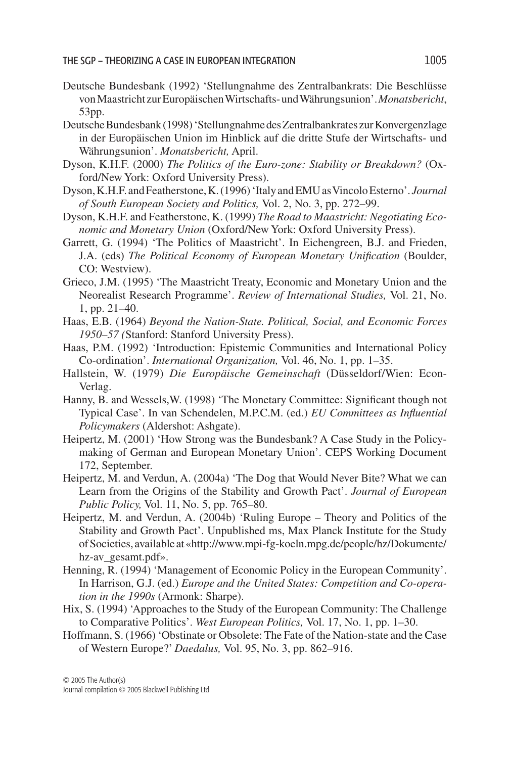Deutsche Bundesbank (1992) 'Stellungnahme des Zentralbankrats: Die Beschlüsse von Maastricht zur Europäischen Wirtschafts- und Währungsunion'. *Monatsbericht*, 53pp.

Deutsche Bundesbank (1998) 'Stellungnahme des Zentralbankrates zur Konvergenzlage in der Europäischen Union im Hinblick auf die dritte Stufe der Wirtschafts- und Währungsunion'. *Monatsbericht,* April.

Dyson, K.H.F. (2000) *The Politics of the Euro-zone: Stability or Breakdown?* (Oxford/New York: Oxford University Press).

Dyson, K.H.F. and Featherstone, K. (1996) 'Italy and EMU as Vincolo Esterno'. *Journal of South European Society and Politics,* Vol. 2, No. 3, pp. 272–99.

Dyson, K.H.F. and Featherstone, K. (1999) *The Road to Maastricht: Negotiating Economic and Monetary Union* (Oxford/New York: Oxford University Press).

Garrett, G. (1994) 'The Politics of Maastricht'. In Eichengreen, B.J. and Frieden, J.A. (eds) *The Political Economy of European Monetary Unification* (Boulder, CO: Westview).

Grieco, J.M. (1995) 'The Maastricht Treaty, Economic and Monetary Union and the Neorealist Research Programme'. *Review of International Studies,* Vol. 21, No. 1, pp. 21–40.

Haas, E.B. (1964) *Beyond the Nation-State. Political, Social, and Economic Forces 1950–57 (*Stanford: Stanford University Press).

Haas, P.M. (1992) 'Introduction: Epistemic Communities and International Policy Co-ordination'. *International Organization,* Vol. 46, No. 1, pp. 1–35.

Hallstein, W. (1979) *Die Europäische Gemeinschaft* (Düsseldorf/Wien: Econ-Verlag.

Hanny, B. and Wessels,W. (1998) 'The Monetary Committee: Significant though not Typical Case'. In van Schendelen, M.P.C.M. (ed.) *EU Committees as Influential Policymakers* (Aldershot: Ashgate).

Heipertz, M. (2001) 'How Strong was the Bundesbank? A Case Study in the Policy-making of German and European Monetary Union'. CEPS Working Document 172, September.

Heipertz, M. and Verdun, A. (2004a) 'The Dog that Would Never Bite? What we can Learn from the Origins of the Stability and Growth Pact'. *Journal of European Public Policy,* Vol. 11, No. 5, pp. 765–80.

Heipertz, M. and Verdun, A. (2004b) 'Ruling Europe – Theory and Politics of the Stability and Growth Pact'. Unpublished ms, Max Planck Institute for the Study of Societies, available at «http://www.mpi-fg-koeln.mpg.de/people/hz/Dokumente/hz-av_gesamt.pdf».

Henning, R. (1994) 'Management of Economic Policy in the European Community'. In Harrison, G.J. (ed.) *Europe and the United States: Competition and Co-operation in the 1990s* (Armonk: Sharpe).

Hix, S. (1994) 'Approaches to the Study of the European Community: The Challenge to Comparative Politics'. *West European Politics,* Vol. 17, No. 1, pp. 1–30.

Hoffmann, S. (1966) 'Obstinate or Obsolete: The Fate of the Nation-state and the Case of Western Europe?' *Daedalus,* Vol. 95, No. 3, pp. 862–916.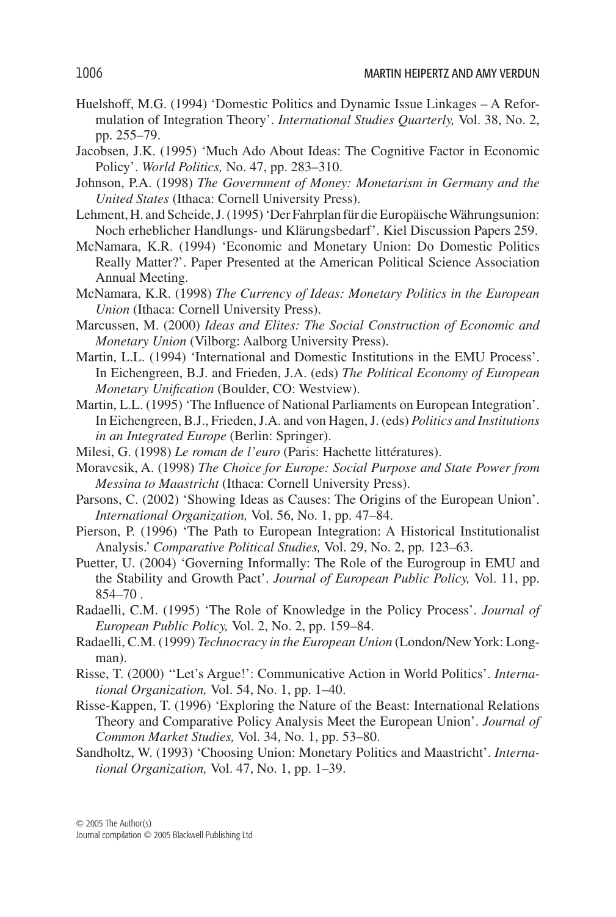Huelshoff, M.G. (1994) 'Domestic Politics and Dynamic Issue Linkages – A Reformulation of Integration Theory'. *International Studies Quarterly,* Vol. 38, No. 2, pp. 255–79.

Jacobsen, J.K. (1995) 'Much Ado About Ideas: The Cognitive Factor in Economic Policy'. *World Politics,* No. 47, pp. 283–310.

Johnson, P.A. (1998) *The Government of Money: Monetarism in Germany and the United States* (Ithaca: Cornell University Press).

Lehment, H. and Scheide, J. (1995) 'Der Fahrplan für die Europäische Währungsunion: Noch erheblicher Handlungs- und Klärungsbedarf'. Kiel Discussion Papers 259.

McNamara, K.R. (1994) 'Economic and Monetary Union: Do Domestic Politics Really Matter?'. Paper Presented at the American Political Science Association Annual Meeting.

McNamara, K.R. (1998) *The Currency of Ideas: Monetary Politics in the European Union* (Ithaca: Cornell University Press).

Marcussen, M. (2000) *Ideas and Elites: The Social Construction of Economic and Monetary Union* (Vilborg: Aalborg University Press).

Martin, L.L. (1994) 'International and Domestic Institutions in the EMU Process'. In Eichengreen, B.J. and Frieden, J.A. (eds) *The Political Economy of European Monetary Unification* (Boulder, CO: Westview).

Martin, L.L. (1995) 'The Influence of National Parliaments on European Integration'. In Eichengreen, B.J., Frieden, J.A. and von Hagen, J. (eds) *Politics and Institutions in an Integrated Europe* (Berlin: Springer).

Milesi, G. (1998) *Le roman de l'euro* (Paris: Hachette littératures).

Moravcsik, A. (1998) *The Choice for Europe: Social Purpose and State Power from Messina to Maastricht* (Ithaca: Cornell University Press).

Parsons, C. (2002) 'Showing Ideas as Causes: The Origins of the European Union'. *International Organization,* Vol. 56, No. 1, pp. 47–84.

Pierson, P. (1996) 'The Path to European Integration: A Historical Instititutionalist Analysis.' *Comparative Political Studies,* Vol. 29, No. 2, pp. 123–63.

Puetter, U. (2004) 'Governing Informally: The Role of the Eurogroup in EMU and the Stability and Growth Pact'. *Journal of European Public Policy,* Vol. 11, pp. 854–70 .

Radaelli, C.M. (1995) 'The Role of Knowledge in the Policy Process'. *Journal of European Public Policy,* Vol. 2, No. 2, pp. 159–84.

Radaelli, C.M. (1999) *Technocracy in the European Union* (London/New York: Longman).

Risse, T. (2000) ''Let's Argue!': Communicative Action in World Politics'. *International Organization,* Vol. 54, No. 1, pp. 1–40.

Risse-Kappen, T. (1996) 'Exploring the Nature of the Beast: International Relations Theory and Comparative Policy Analysis Meet the European Union'. *Journal of Common Market Studies,* Vol. 34, No. 1, pp. 53–80.

Sandholtz, W. (1993) 'Choosing Union: Monetary Politics and Maastricht'. *International Organization,* Vol. 47, No. 1, pp. 1–39.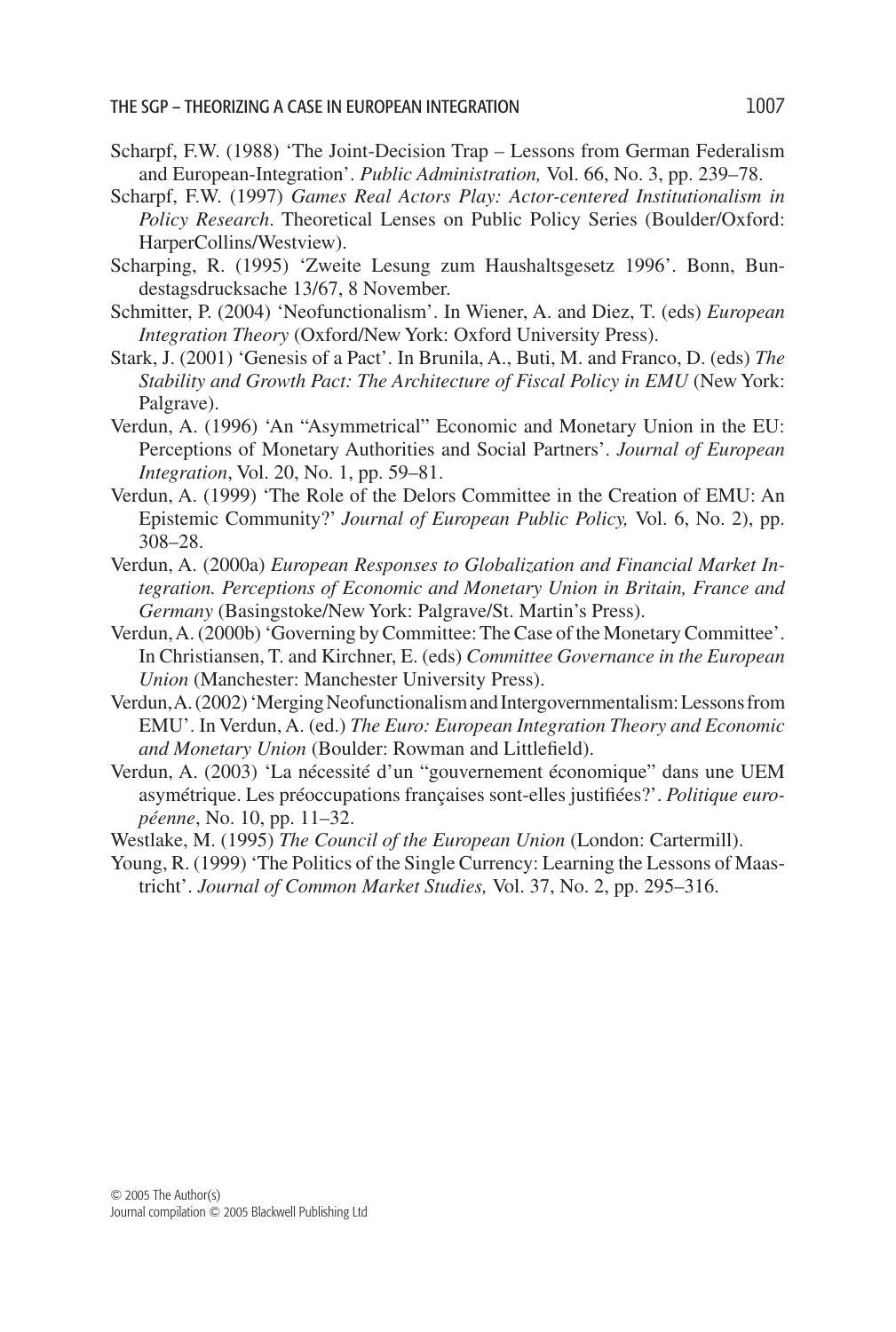Scharpf, F.W. (1988) 'The Joint-Decision Trap – Lessons from German Federalism and European-Integration'. *Public Administration,* Vol. 66, No. 3, pp. 239–78.

Scharpf, F.W. (1997) *Games Real Actors Play: Actor-centered Institutionalism in Policy Research*. Theoretical Lenses on Public Policy Series (Boulder/Oxford: HarperCollins/Westview).

Scharping, R. (1995) 'Zweite Lesung zum Haushaltsgesetz 1996'. Bonn, Bundestagsdrucksache 13/67, 8 November.

Schmitter, P. (2004) 'Neofunctionalism'. In Wiener, A. and Diez, T. (eds) *European Integration Theory* (Oxford/New York: Oxford University Press).

Stark, J. (2001) 'Genesis of a Pact'. In Brunila, A., Buti, M. and Franco, D. (eds) *The Stability and Growth Pact: The Architecture of Fiscal Policy in EMU* (New York: Palgrave).

Verdun, A. (1996) 'An "Asymmetrical" Economic and Monetary Union in the EU: Perceptions of Monetary Authorities and Social Partners'. *Journal of European Integration*, Vol. 20, No. 1, pp. 59–81.

Verdun, A. (1999) 'The Role of the Delors Committee in the Creation of EMU: An Epistemic Community?' *Journal of European Public Policy,* Vol. 6, No. 2), pp. 308–28.

Verdun, A. (2000a) *European Responses to Globalization and Financial Market Integration. Perceptions of Economic and Monetary Union in Britain, France and Germany* (Basingstoke/New York: Palgrave/St. Martin's Press).

Verdun, A. (2000b) 'Governing by Committee: The Case of the Monetary Committee'. In Christiansen, T. and Kirchner, E. (eds) *Committee Governance in the European Union* (Manchester: Manchester University Press).

Verdun, A. (2002) 'Merging Neofunctionalism and Intergovernmentalism: Lessons from EMU'. In Verdun, A. (ed.) *The Euro: European Integration Theory and Economic and Monetary Union* (Boulder: Rowman and Littlefield).

Verdun, A. (2003) 'La nécessité d'un "gouvernement économique" dans une UEM asymétrique. Les préoccupations françaises sont-elles justifiées?'. *Politique européenne*, No. 10, pp. 11–32.

Westlake, M. (1995) *The Council of the European Union* (London: Cartermill).

Young, R. (1999) 'The Politics of the Single Currency: Learning the Lessons of Maastricht'. *Journal of Common Market Studies,* Vol. 37, No. 2, pp. 295–316.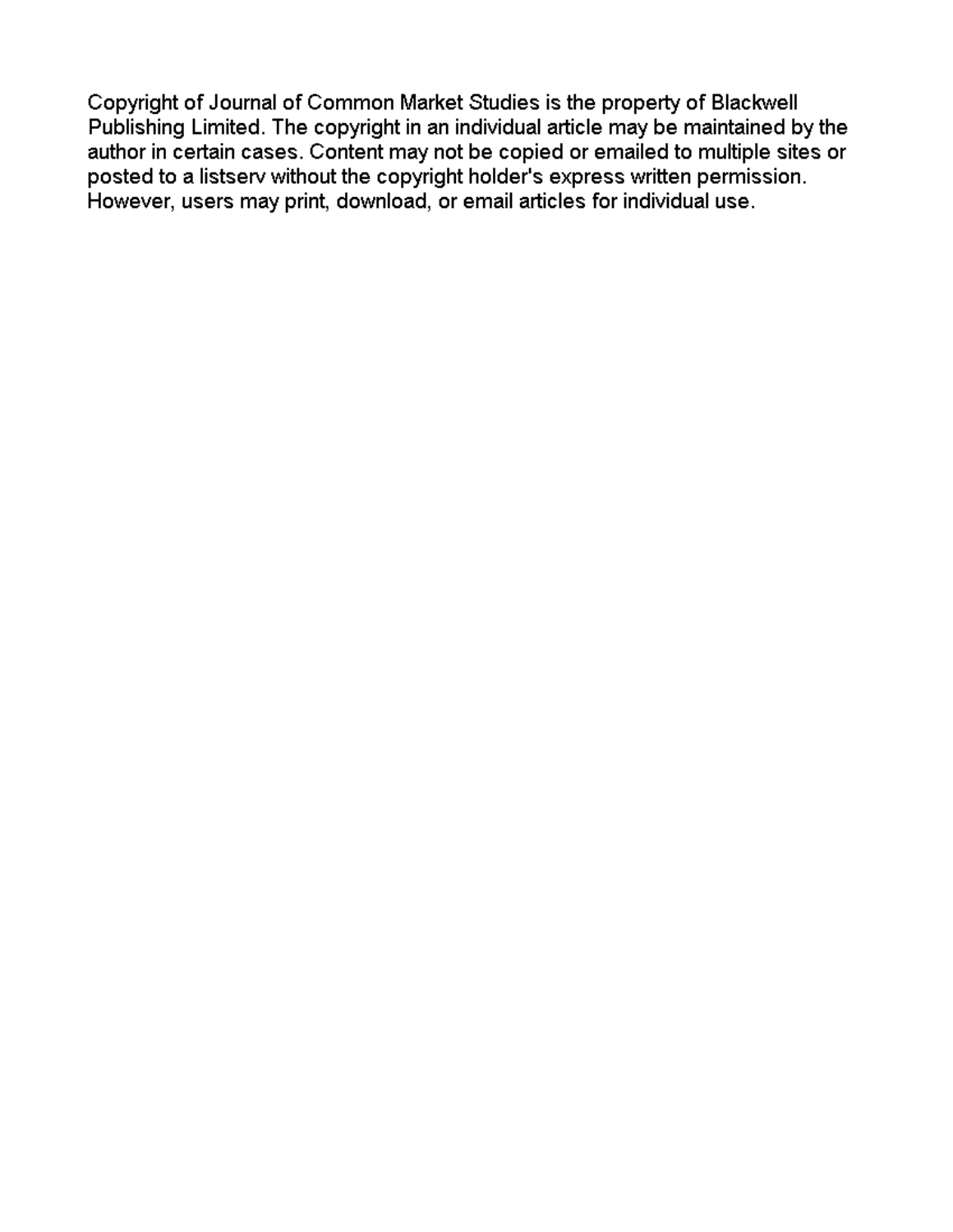Copyright of Journal of Common Market Studies is the property of Blackwell Publishing Limited. The copyright in an individual article may be maintained by the author in certain cases. Content may not be copied or emailed to multiple sites or posted to a listserv without the copyright holder's express written permission. However, users may print, download, or email articles for individual use.